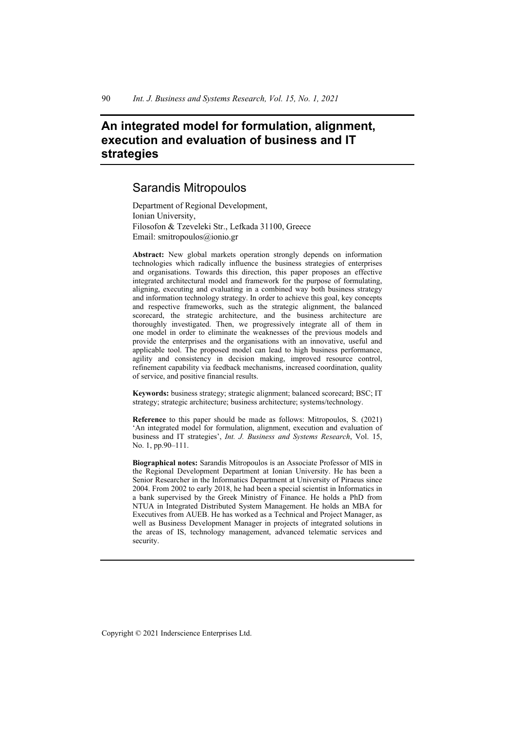# An integrated model for formulation, alignment, execution and evaluation of business and IT strategies

## Sarandis Mitropoulos

Department of Regional Development,
Ionian University,
Filosofon & Tzeveleki Str., Lefkada 31100, Greece
Email: smitropoulos@ionio.gr

**Abstract:** New global markets operation strongly depends on information technologies which radically influence the business strategies of enterprises and organisations. Towards this direction, this paper proposes an effective integrated architectural model and framework for the purpose of formulating, aligning, executing and evaluating in a combined way both business strategy and information technology strategy. In order to achieve this goal, key concepts and respective frameworks, such as the strategic alignment, the balanced scorecard, the strategic architecture, and the business architecture are thoroughly investigated. Then, we progressively integrate all of them in one model in order to eliminate the weaknesses of the previous models and provide the enterprises and the organisations with an innovative, useful and applicable tool. The proposed model can lead to high business performance, agility and consistency in decision making, improved resource control, refinement capability via feedback mechanisms, increased coordination, quality of service, and positive financial results.

**Keywords:** business strategy; strategic alignment; balanced scorecard; BSC; IT strategy; strategic architecture; business architecture; systems/technology.

**Reference** to this paper should be made as follows: Mitropoulos, S. (2021) 'An integrated model for formulation, alignment, execution and evaluation of business and IT strategies', *Int. J. Business and Systems Research*, Vol. 15, No. 1, pp.90–111.

**Biographical notes:** Sarandis Mitropoulos is an Associate Professor of MIS in the Regional Development Department at Ionian University. He has been a Senior Researcher in the Informatics Department at University of Piraeus since 2004. From 2002 to early 2018, he had been a special scientist in Informatics in a bank supervised by the Greek Ministry of Finance. He holds a PhD from NTUA in Integrated Distributed System Management. He holds an MBA for Executives from AUEB. He has worked as a Technical and Project Manager, as well as Business Development Manager in projects of integrated solutions in the areas of IS, technology management, advanced telematic services and security.

Copyright © 2021 Inderscience Enterprises Ltd.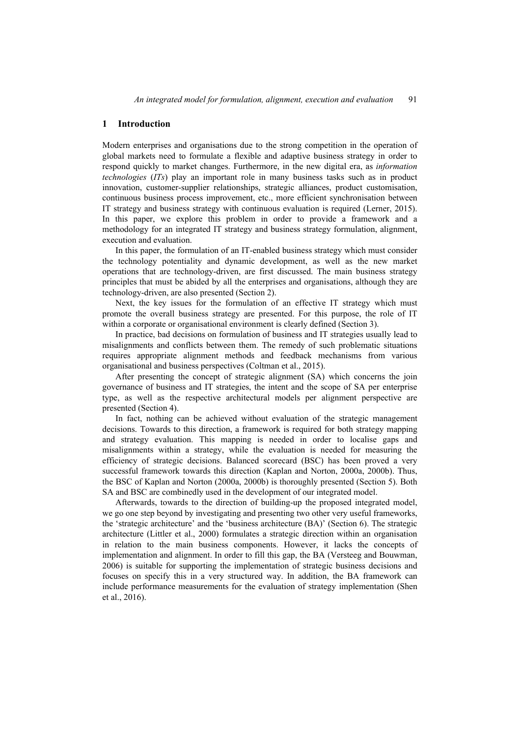## 1 Introduction

Modern enterprises and organisations due to the strong competition in the operation of global markets need to formulate a flexible and adaptive business strategy in order to respond quickly to market changes. Furthermore, in the new digital era, as *information technologies* (*ITs*) play an important role in many business tasks such as in product innovation, customer-supplier relationships, strategic alliances, product customisation, continuous business process improvement, etc., more efficient synchronisation between IT strategy and business strategy with continuous evaluation is required (Lerner, 2015). In this paper, we explore this problem in order to provide a framework and a methodology for an integrated IT strategy and business strategy formulation, alignment, execution and evaluation.

In this paper, the formulation of an IT-enabled business strategy which must consider the technology potentiality and dynamic development, as well as the new market operations that are technology-driven, are first discussed. The main business strategy principles that must be abided by all the enterprises and organisations, although they are technology-driven, are also presented (Section 2).

Next, the key issues for the formulation of an effective IT strategy which must promote the overall business strategy are presented. For this purpose, the role of IT within a corporate or organisational environment is clearly defined (Section 3).

In practice, bad decisions on formulation of business and IT strategies usually lead to misalignments and conflicts between them. The remedy of such problematic situations requires appropriate alignment methods and feedback mechanisms from various organisational and business perspectives (Coltman et al., 2015).

After presenting the concept of strategic alignment (SA) which concerns the join governance of business and IT strategies, the intent and the scope of SA per enterprise type, as well as the respective architectural models per alignment perspective are presented (Section 4).

In fact, nothing can be achieved without evaluation of the strategic management decisions. Towards to this direction, a framework is required for both strategy mapping and strategy evaluation. This mapping is needed in order to localise gaps and misalignments within a strategy, while the evaluation is needed for measuring the efficiency of strategic decisions. Balanced scorecard (BSC) has been proved a very successful framework towards this direction (Kaplan and Norton, 2000a, 2000b). Thus, the BSC of Kaplan and Norton (2000a, 2000b) is thoroughly presented (Section 5). Both SA and BSC are combinedly used in the development of our integrated model.

Afterwards, towards to the direction of building-up the proposed integrated model, we go one step beyond by investigating and presenting two other very useful frameworks, the 'strategic architecture' and the 'business architecture (BA)' (Section 6). The strategic architecture (Littler et al., 2000) formulates a strategic direction within an organisation in relation to the main business components. However, it lacks the concepts of implementation and alignment. In order to fill this gap, the BA (Versteeg and Bouwman, 2006) is suitable for supporting the implementation of strategic business decisions and focuses on specify this in a very structured way. In addition, the BA framework can include performance measurements for the evaluation of strategy implementation (Shen et al., 2016).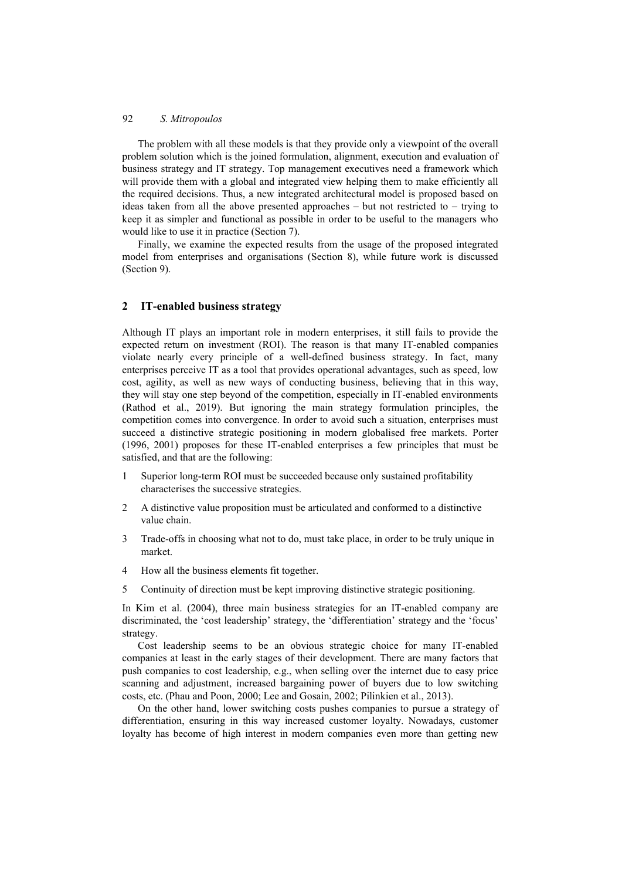The problem with all these models is that they provide only a viewpoint of the overall problem solution which is the joined formulation, alignment, execution and evaluation of business strategy and IT strategy. Top management executives need a framework which will provide them with a global and integrated view helping them to make efficiently all the required decisions. Thus, a new integrated architectural model is proposed based on ideas taken from all the above presented approaches – but not restricted to – trying to keep it as simpler and functional as possible in order to be useful to the managers who would like to use it in practice (Section 7).

Finally, we examine the expected results from the usage of the proposed integrated model from enterprises and organisations (Section 8), while future work is discussed (Section 9).

## 2 IT-enabled business strategy

Although IT plays an important role in modern enterprises, it still fails to provide the expected return on investment (ROI). The reason is that many IT-enabled companies violate nearly every principle of a well-defined business strategy. In fact, many enterprises perceive IT as a tool that provides operational advantages, such as speed, low cost, agility, as well as new ways of conducting business, believing that in this way, they will stay one step beyond of the competition, especially in IT-enabled environments (Rathod et al., 2019). But ignoring the main strategy formulation principles, the competition comes into convergence. In order to avoid such a situation, enterprises must succeed a distinctive strategic positioning in modern globalised free markets. Porter (1996, 2001) proposes for these IT-enabled enterprises a few principles that must be satisfied, and that are the following:

1. Superior long-term ROI must be succeeded because only sustained profitability characterises the successive strategies.
2. A distinctive value proposition must be articulated and conformed to a distinctive value chain.
3. Trade-offs in choosing what not to do, must take place, in order to be truly unique in market.
4. How all the business elements fit together.
5. Continuity of direction must be kept improving distinctive strategic positioning.

In Kim et al. (2004), three main business strategies for an IT-enabled company are discriminated, the 'cost leadership' strategy, the 'differentiation' strategy and the 'focus' strategy.

Cost leadership seems to be an obvious strategic choice for many IT-enabled companies at least in the early stages of their development. There are many factors that push companies to cost leadership, e.g., when selling over the internet due to easy price scanning and adjustment, increased bargaining power of buyers due to low switching costs, etc. (Phau and Poon, 2000; Lee and Gosain, 2002; Pilinkien et al., 2013).

On the other hand, lower switching costs pushes companies to pursue a strategy of differentiation, ensuring in this way increased customer loyalty. Nowadays, customer loyalty has become of high interest in modern companies even more than getting new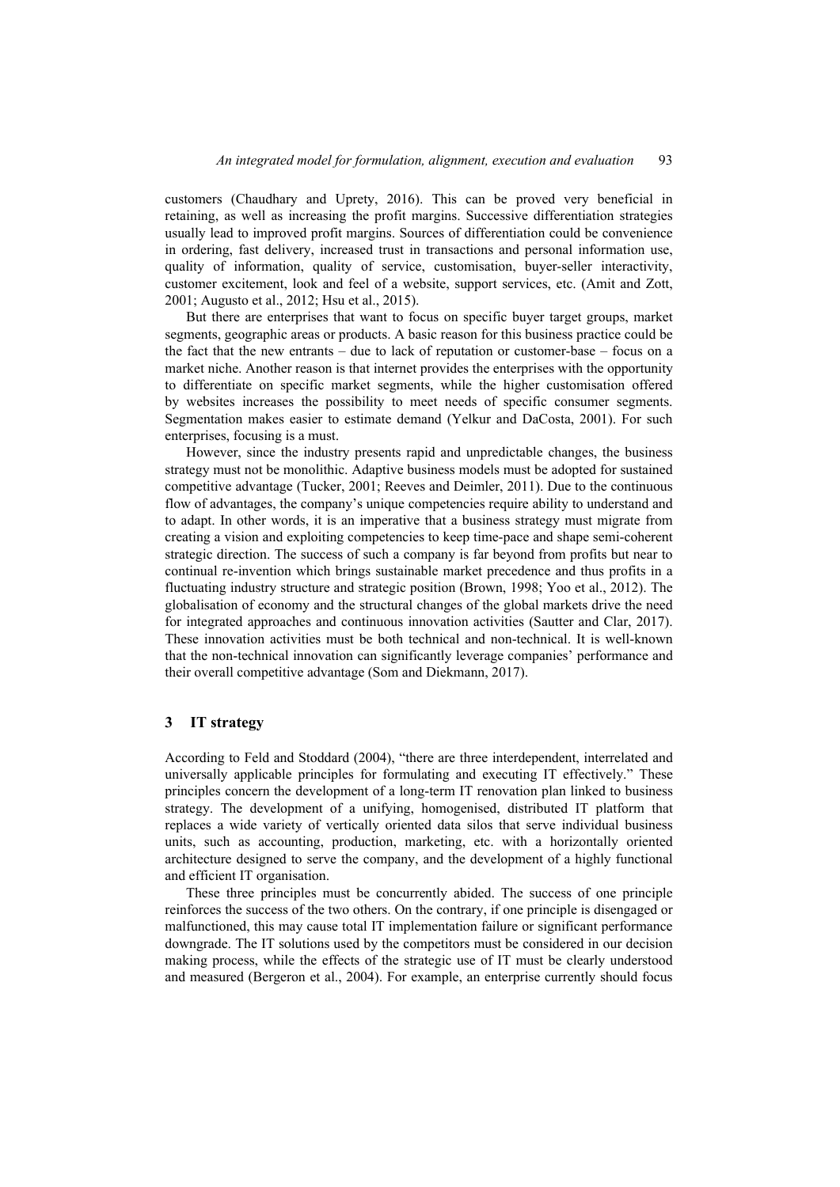customers (Chaudhary and Uprety, 2016). This can be proved very beneficial in retaining, as well as increasing the profit margins. Successive differentiation strategies usually lead to improved profit margins. Sources of differentiation could be convenience in ordering, fast delivery, increased trust in transactions and personal information use, quality of information, quality of service, customisation, buyer-seller interactivity, customer excitement, look and feel of a website, support services, etc. (Amit and Zott, 2001; Augusto et al., 2012; Hsu et al., 2015).

But there are enterprises that want to focus on specific buyer target groups, market segments, geographic areas or products. A basic reason for this business practice could be the fact that the new entrants – due to lack of reputation or customer-base – focus on a market niche. Another reason is that internet provides the enterprises with the opportunity to differentiate on specific market segments, while the higher customisation offered by websites increases the possibility to meet needs of specific consumer segments. Segmentation makes easier to estimate demand (Yelkur and DaCosta, 2001). For such enterprises, focusing is a must.

However, since the industry presents rapid and unpredictable changes, the business strategy must not be monolithic. Adaptive business models must be adopted for sustained competitive advantage (Tucker, 2001; Reeves and Deimler, 2011). Due to the continuous flow of advantages, the company's unique competencies require ability to understand and to adapt. In other words, it is an imperative that a business strategy must migrate from creating a vision and exploiting competencies to keep time-pace and shape semi-coherent strategic direction. The success of such a company is far beyond from profits but near to continual re-invention which brings sustainable market precedence and thus profits in a fluctuating industry structure and strategic position (Brown, 1998; Yoo et al., 2012). The globalisation of economy and the structural changes of the global markets drive the need for integrated approaches and continuous innovation activities (Sautter and Clar, 2017). These innovation activities must be both technical and non-technical. It is well-known that the non-technical innovation can significantly leverage companies' performance and their overall competitive advantage (Som and Diekmann, 2017).

## 3 IT strategy

According to Feld and Stoddard (2004), "there are three interdependent, interrelated and universally applicable principles for formulating and executing IT effectively." These principles concern the development of a long-term IT renovation plan linked to business strategy. The development of a unifying, homogenised, distributed IT platform that replaces a wide variety of vertically oriented data silos that serve individual business units, such as accounting, production, marketing, etc. with a horizontally oriented architecture designed to serve the company, and the development of a highly functional and efficient IT organisation.

These three principles must be concurrently abided. The success of one principle reinforces the success of the two others. On the contrary, if one principle is disengaged or malfunctioned, this may cause total IT implementation failure or significant performance downgrade. The IT solutions used by the competitors must be considered in our decision making process, while the effects of the strategic use of IT must be clearly understood and measured (Bergeron et al., 2004). For example, an enterprise currently should focus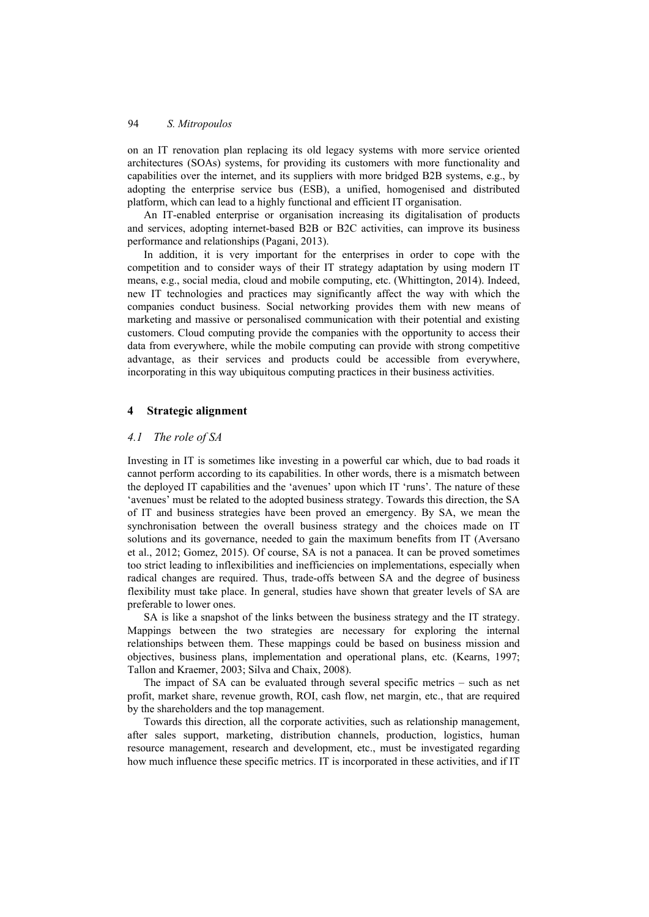on an IT renovation plan replacing its old legacy systems with more service oriented architectures (SOAs) systems, for providing its customers with more functionality and capabilities over the internet, and its suppliers with more bridged B2B systems, e.g., by adopting the enterprise service bus (ESB), a unified, homogenised and distributed platform, which can lead to a highly functional and efficient IT organisation.

An IT-enabled enterprise or organisation increasing its digitalisation of products and services, adopting internet-based B2B or B2C activities, can improve its business performance and relationships (Pagani, 2013).

In addition, it is very important for the enterprises in order to cope with the competition and to consider ways of their IT strategy adaptation by using modern IT means, e.g., social media, cloud and mobile computing, etc. (Whittington, 2014). Indeed, new IT technologies and practices may significantly affect the way with which the companies conduct business. Social networking provides them with new means of marketing and massive or personalised communication with their potential and existing customers. Cloud computing provide the companies with the opportunity to access their data from everywhere, while the mobile computing can provide with strong competitive advantage, as their services and products could be accessible from everywhere, incorporating in this way ubiquitous computing practices in their business activities.

## 4 Strategic alignment

### *4.1 The role of SA*

Investing in IT is sometimes like investing in a powerful car which, due to bad roads it cannot perform according to its capabilities. In other words, there is a mismatch between the deployed IT capabilities and the 'avenues' upon which IT 'runs'. The nature of these 'avenues' must be related to the adopted business strategy. Towards this direction, the SA of IT and business strategies have been proved an emergency. By SA, we mean the synchronisation between the overall business strategy and the choices made on IT solutions and its governance, needed to gain the maximum benefits from IT (Aversano et al., 2012; Gomez, 2015). Of course, SA is not a panacea. It can be proved sometimes too strict leading to inflexibilities and inefficiencies on implementations, especially when radical changes are required. Thus, trade-offs between SA and the degree of business flexibility must take place. In general, studies have shown that greater levels of SA are preferable to lower ones.

SA is like a snapshot of the links between the business strategy and the IT strategy. Mappings between the two strategies are necessary for exploring the internal relationships between them. These mappings could be based on business mission and objectives, business plans, implementation and operational plans, etc. (Kearns, 1997; Tallon and Kraemer, 2003; Silva and Chaix, 2008).

The impact of SA can be evaluated through several specific metrics – such as net profit, market share, revenue growth, ROI, cash flow, net margin, etc., that are required by the shareholders and the top management.

Towards this direction, all the corporate activities, such as relationship management, after sales support, marketing, distribution channels, production, logistics, human resource management, research and development, etc., must be investigated regarding how much influence these specific metrics. IT is incorporated in these activities, and if IT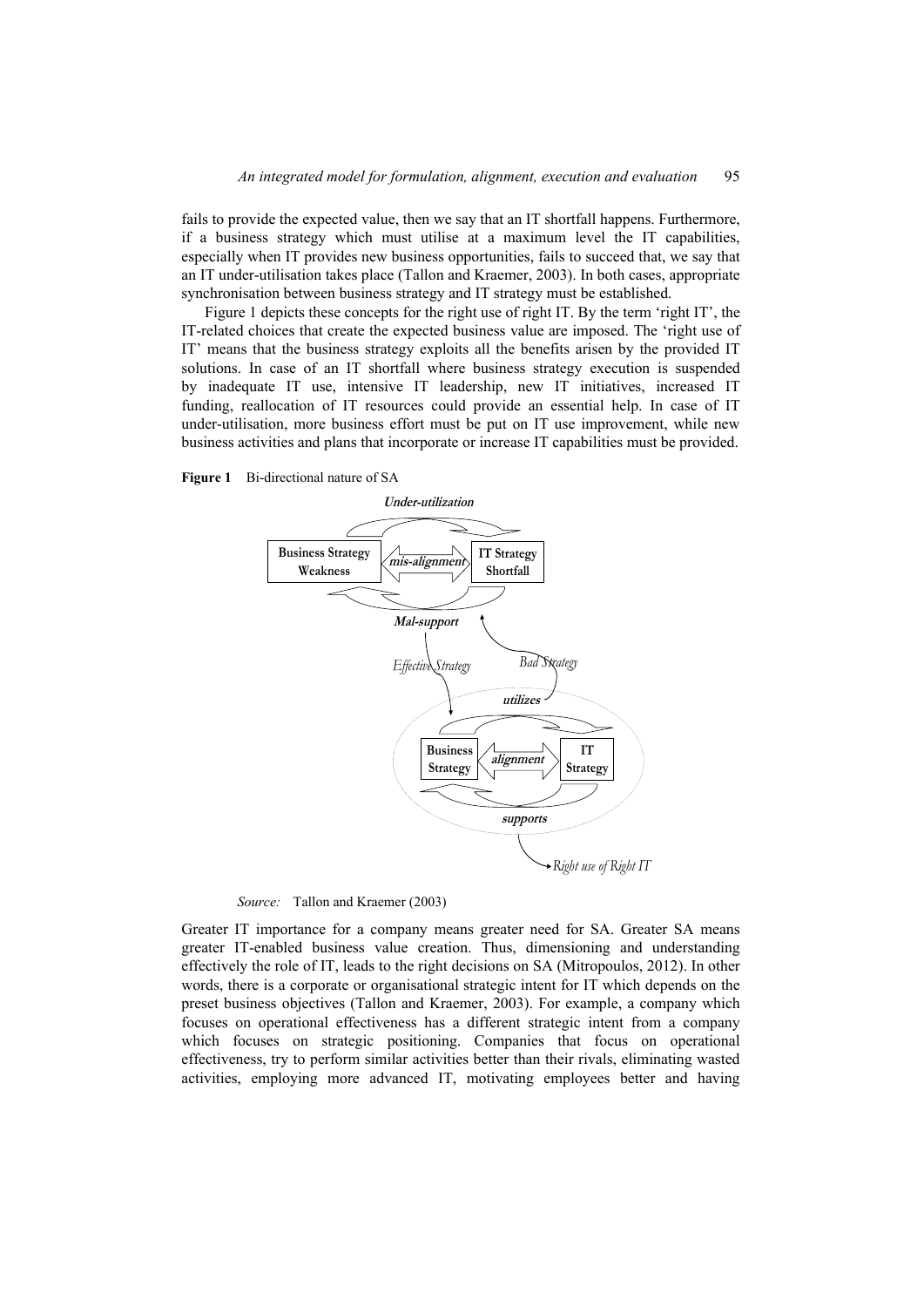fails to provide the expected value, then we say that an IT shortfall happens. Furthermore, if a business strategy which must utilise at a maximum level the IT capabilities, especially when IT provides new business opportunities, fails to succeed that, we say that an IT under-utilisation takes place (Tallon and Kraemer, 2003). In both cases, appropriate synchronisation between business strategy and IT strategy must be established.

Figure 1 depicts these concepts for the right use of right IT. By the term 'right IT', the IT-related choices that create the expected business value are imposed. The 'right use of IT' means that the business strategy exploits all the benefits arisen by the provided IT solutions. In case of an IT shortfall where business strategy execution is suspended by inadequate IT use, intensive IT leadership, new IT initiatives, increased IT funding, reallocation of IT resources could provide an essential help. In case of IT under-utilisation, more business effort must be put on IT use improvement, while new business activities and plans that incorporate or increase IT capabilities must be provided.

**Figure 1** Bi-directional nature of SA

*Source:* Tallon and Kraemer (2003)

Greater IT importance for a company means greater need for SA. Greater SA means greater IT-enabled business value creation. Thus, dimensioning and understanding effectively the role of IT, leads to the right decisions on SA (Mitropoulos, 2012). In other words, there is a corporate or organisational strategic intent for IT which depends on the preset business objectives (Tallon and Kraemer, 2003). For example, a company which focuses on operational effectiveness has a different strategic intent from a company which focuses on strategic positioning. Companies that focus on operational effectiveness, try to perform similar activities better than their rivals, eliminating wasted activities, employing more advanced IT, motivating employees better and having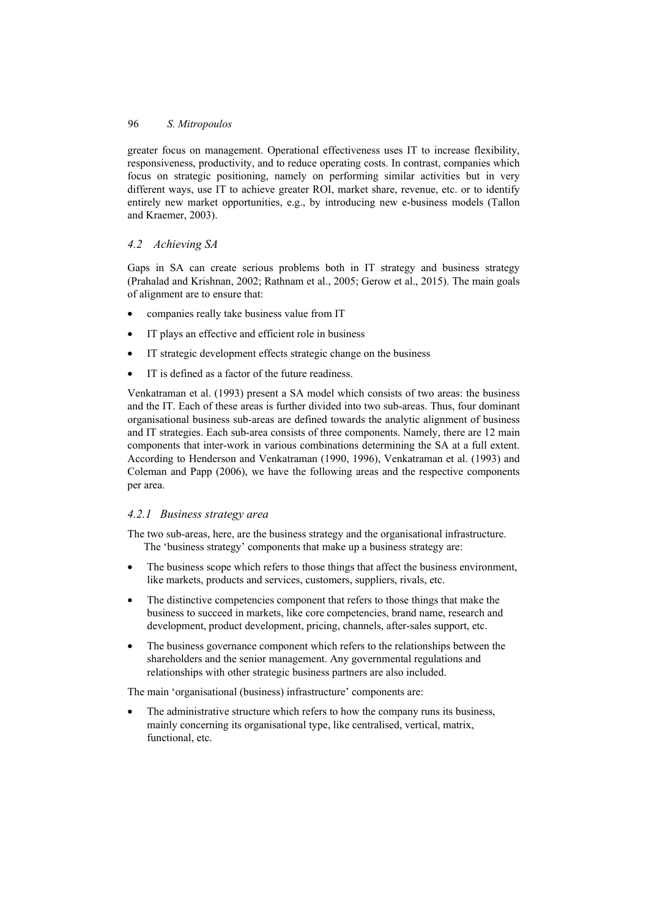greater focus on management. Operational effectiveness uses IT to increase flexibility, responsiveness, productivity, and to reduce operating costs. In contrast, companies which focus on strategic positioning, namely on performing similar activities but in very different ways, use IT to achieve greater ROI, market share, revenue, etc. or to identify entirely new market opportunities, e.g., by introducing new e-business models (Tallon and Kraemer, 2003).

### *4.2 Achieving SA*

Gaps in SA can create serious problems both in IT strategy and business strategy (Prahalad and Krishnan, 2002; Rathnam et al., 2005; Gerow et al., 2015). The main goals of alignment are to ensure that:

- companies really take business value from IT
- IT plays an effective and efficient role in business
- IT strategic development effects strategic change on the business
- IT is defined as a factor of the future readiness.

Venkatraman et al. (1993) present a SA model which consists of two areas: the business and the IT. Each of these areas is further divided into two sub-areas. Thus, four dominant organisational business sub-areas are defined towards the analytic alignment of business and IT strategies. Each sub-area consists of three components. Namely, there are 12 main components that inter-work in various combinations determining the SA at a full extent. According to Henderson and Venkatraman (1990, 1996), Venkatraman et al. (1993) and Coleman and Papp (2006), we have the following areas and the respective components per area.

#### *4.2.1 Business strategy area*

The two sub-areas, here, are the business strategy and the organisational infrastructure.

The 'business strategy' components that make up a business strategy are:

- The business scope which refers to those things that affect the business environment, like markets, products and services, customers, suppliers, rivals, etc.
- The distinctive competencies component that refers to those things that make the business to succeed in markets, like core competencies, brand name, research and development, product development, pricing, channels, after-sales support, etc.
- The business governance component which refers to the relationships between the shareholders and the senior management. Any governmental regulations and relationships with other strategic business partners are also included.

The main 'organisational (business) infrastructure' components are:

- The administrative structure which refers to how the company runs its business, mainly concerning its organisational type, like centralised, vertical, matrix, functional, etc.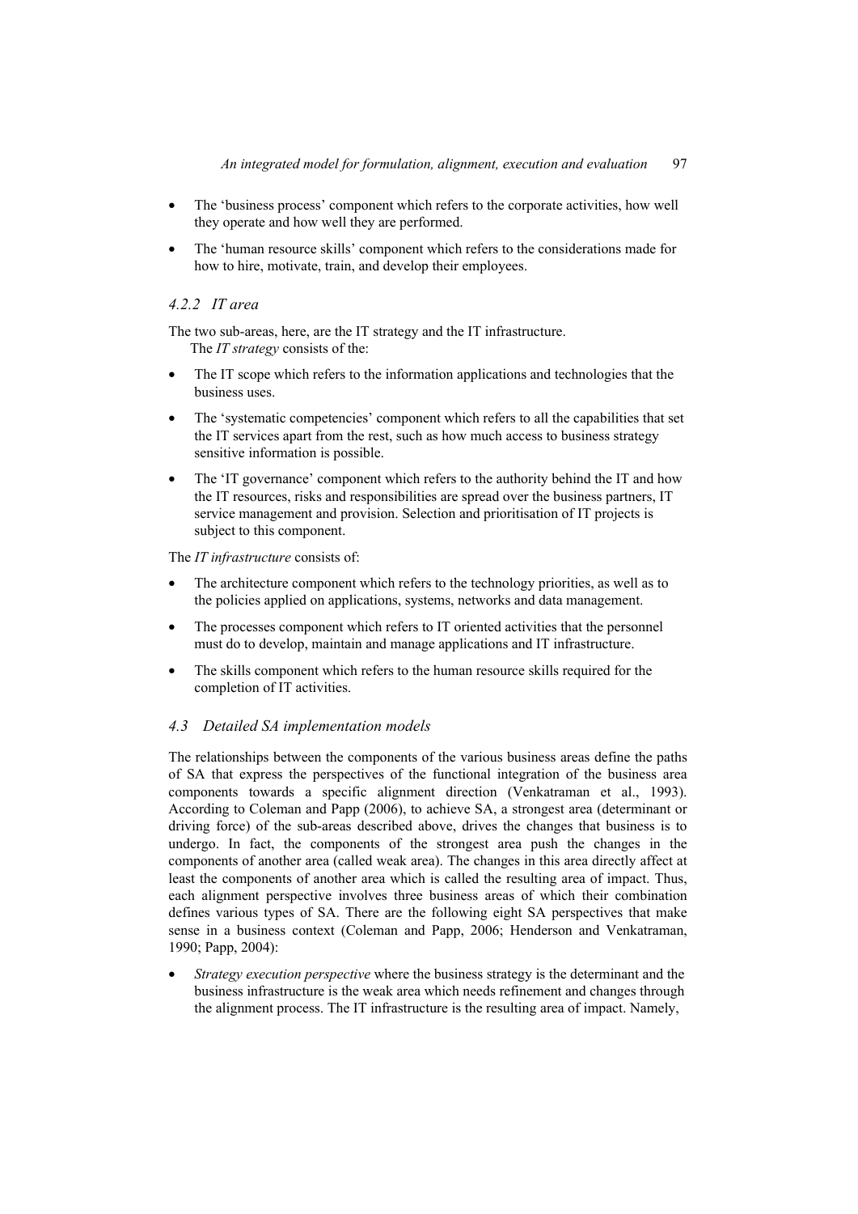- The 'business process' component which refers to the corporate activities, how well they operate and how well they are performed.
- The 'human resource skills' component which refers to the considerations made for how to hire, motivate, train, and develop their employees.

#### *4.2.2 IT area*

The two sub-areas, here, are the IT strategy and the IT infrastructure.

The *IT strategy* consists of the:

- The IT scope which refers to the information applications and technologies that the business uses.
- The 'systematic competencies' component which refers to all the capabilities that set the IT services apart from the rest, such as how much access to business strategy sensitive information is possible.
- The 'IT governance' component which refers to the authority behind the IT and how the IT resources, risks and responsibilities are spread over the business partners, IT service management and provision. Selection and prioritisation of IT projects is subject to this component.

The *IT infrastructure* consists of:

- The architecture component which refers to the technology priorities, as well as to the policies applied on applications, systems, networks and data management.
- The processes component which refers to IT oriented activities that the personnel must do to develop, maintain and manage applications and IT infrastructure.
- The skills component which refers to the human resource skills required for the completion of IT activities.

### *4.3 Detailed SA implementation models*

The relationships between the components of the various business areas define the paths of SA that express the perspectives of the functional integration of the business area components towards a specific alignment direction (Venkatraman et al., 1993). According to Coleman and Papp (2006), to achieve SA, a strongest area (determinant or driving force) of the sub-areas described above, drives the changes that business is to undergo. In fact, the components of the strongest area push the changes in the components of another area (called weak area). The changes in this area directly affect at least the components of another area which is called the resulting area of impact. Thus, each alignment perspective involves three business areas of which their combination defines various types of SA. There are the following eight SA perspectives that make sense in a business context (Coleman and Papp, 2006; Henderson and Venkatraman, 1990; Papp, 2004):

- *Strategy execution perspective* where the business strategy is the determinant and the business infrastructure is the weak area which needs refinement and changes through the alignment process. The IT infrastructure is the resulting area of impact. Namely,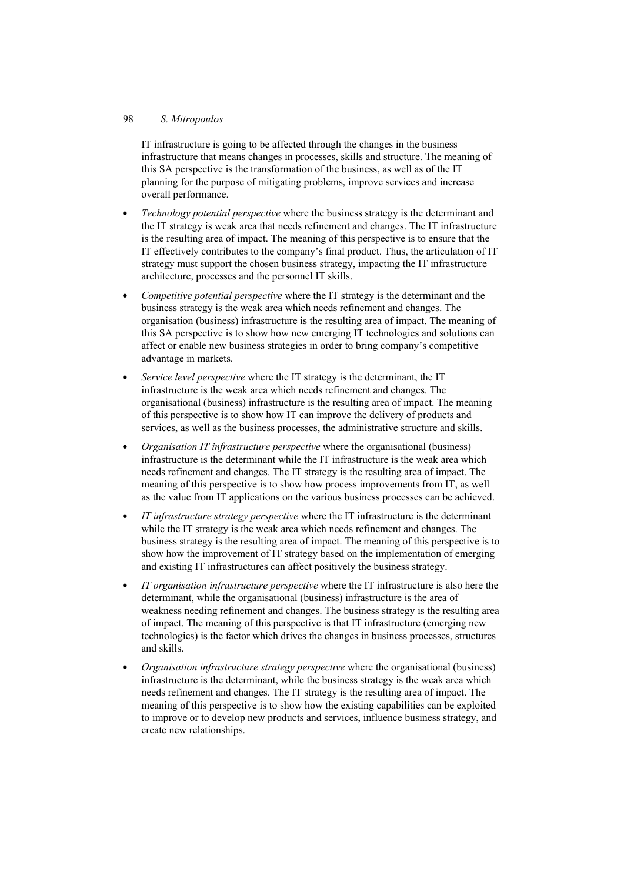IT infrastructure is going to be affected through the changes in the business infrastructure that means changes in processes, skills and structure. The meaning of this SA perspective is the transformation of the business, as well as of the IT planning for the purpose of mitigating problems, improve services and increase overall performance.

- *Technology potential perspective* where the business strategy is the determinant and the IT strategy is weak area that needs refinement and changes. The IT infrastructure is the resulting area of impact. The meaning of this perspective is to ensure that the IT effectively contributes to the company's final product. Thus, the articulation of IT strategy must support the chosen business strategy, impacting the IT infrastructure architecture, processes and the personnel IT skills.
- *Competitive potential perspective* where the IT strategy is the determinant and the business strategy is the weak area which needs refinement and changes. The organisation (business) infrastructure is the resulting area of impact. The meaning of this SA perspective is to show how new emerging IT technologies and solutions can affect or enable new business strategies in order to bring company's competitive advantage in markets.
- *Service level perspective* where the IT strategy is the determinant, the IT infrastructure is the weak area which needs refinement and changes. The organisational (business) infrastructure is the resulting area of impact. The meaning of this perspective is to show how IT can improve the delivery of products and services, as well as the business processes, the administrative structure and skills.
- *Organisation IT infrastructure perspective* where the organisational (business) infrastructure is the determinant while the IT infrastructure is the weak area which needs refinement and changes. The IT strategy is the resulting area of impact. The meaning of this perspective is to show how process improvements from IT, as well as the value from IT applications on the various business processes can be achieved.
- *IT infrastructure strategy perspective* where the IT infrastructure is the determinant while the IT strategy is the weak area which needs refinement and changes. The business strategy is the resulting area of impact. The meaning of this perspective is to show how the improvement of IT strategy based on the implementation of emerging and existing IT infrastructures can affect positively the business strategy.
- *IT organisation infrastructure perspective* where the IT infrastructure is also here the determinant, while the organisational (business) infrastructure is the area of weakness needing refinement and changes. The business strategy is the resulting area of impact. The meaning of this perspective is that IT infrastructure (emerging new technologies) is the factor which drives the changes in business processes, structures and skills.
- *Organisation infrastructure strategy perspective* where the organisational (business) infrastructure is the determinant, while the business strategy is the weak area which needs refinement and changes. The IT strategy is the resulting area of impact. The meaning of this perspective is to show how the existing capabilities can be exploited to improve or to develop new products and services, influence business strategy, and create new relationships.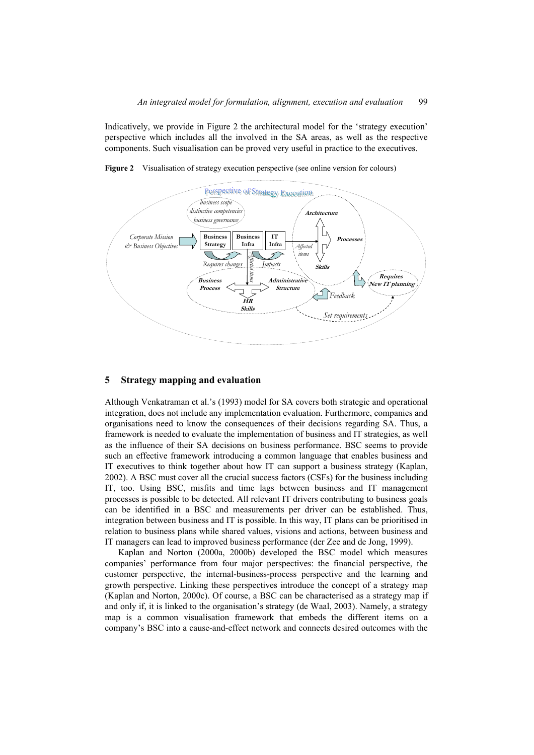Indicatively, we provide in Figure 2 the architectural model for the 'strategy execution' perspective which includes all the involved in the SA areas, as well as the respective components. Such visualisation can be proved very useful in practice to the executives.

**Figure 2** Visualisation of strategy execution perspective (see online version for colours)

## 5 Strategy mapping and evaluation

Although Venkatraman et al.'s (1993) model for SA covers both strategic and operational integration, does not include any implementation evaluation. Furthermore, companies and organisations need to know the consequences of their decisions regarding SA. Thus, a framework is needed to evaluate the implementation of business and IT strategies, as well as the influence of their SA decisions on business performance. BSC seems to provide such an effective framework introducing a common language that enables business and IT executives to think together about how IT can support a business strategy (Kaplan, 2002). A BSC must cover all the crucial success factors (CSFs) for the business including IT, too. Using BSC, misfits and time lags between business and IT management processes is possible to be detected. All relevant IT drivers contributing to business goals can be identified in a BSC and measurements per driver can be established. Thus, integration between business and IT is possible. In this way, IT plans can be prioritised in relation to business plans while shared values, visions and actions, between business and IT managers can lead to improved business performance (der Zee and de Jong, 1999).

Kaplan and Norton (2000a, 2000b) developed the BSC model which measures companies' performance from four major perspectives: the financial perspective, the customer perspective, the internal-business-process perspective and the learning and growth perspective. Linking these perspectives introduce the concept of a strategy map (Kaplan and Norton, 2000c). Of course, a BSC can be characterised as a strategy map if and only if, it is linked to the organisation's strategy (de Waal, 2003). Namely, a strategy map is a common visualisation framework that embeds the different items on a company's BSC into a cause-and-effect network and connects desired outcomes with the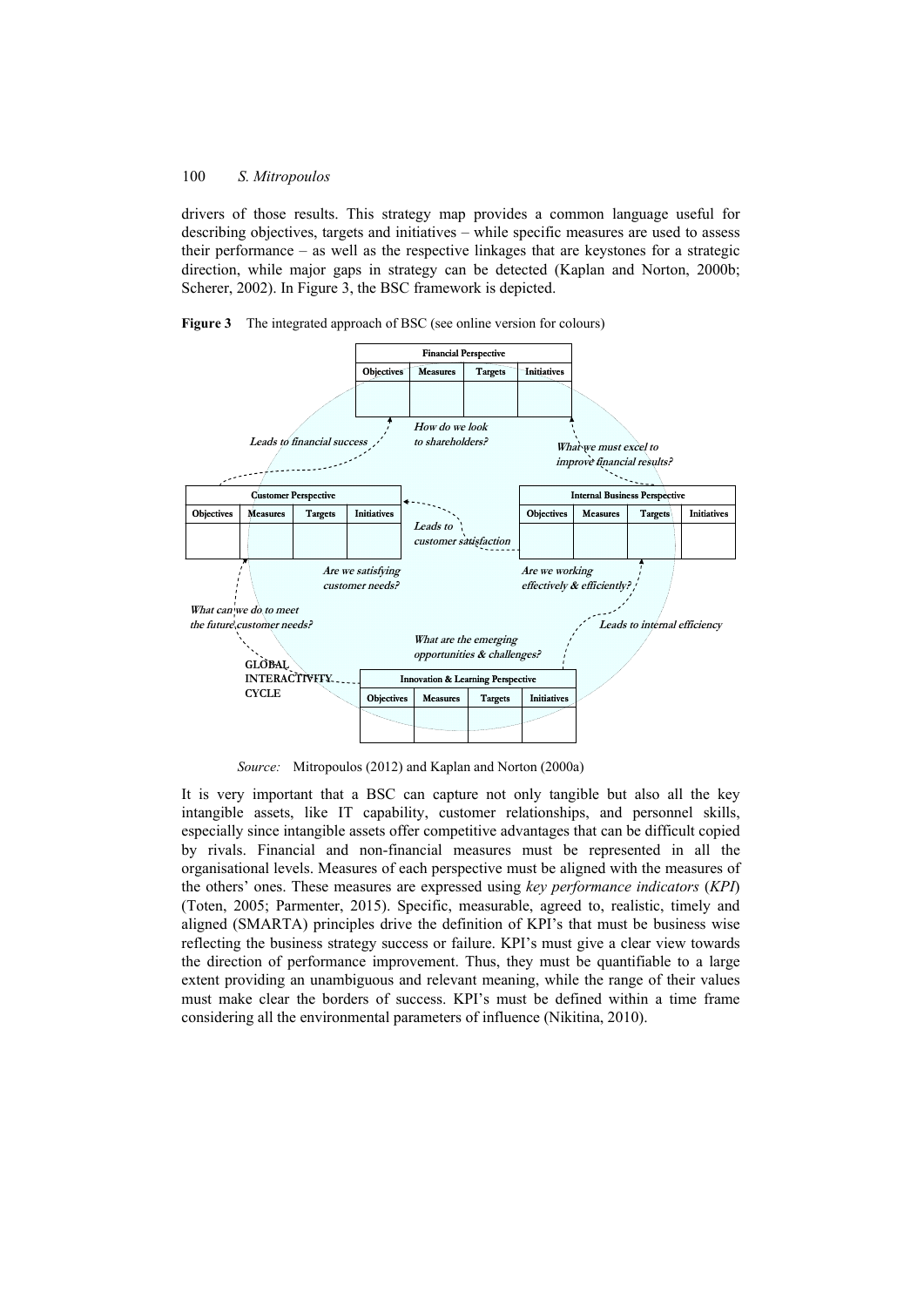drivers of those results. This strategy map provides a common language useful for describing objectives, targets and initiatives – while specific measures are used to assess their performance – as well as the respective linkages that are keystones for a strategic direction, while major gaps in strategy can be detected (Kaplan and Norton, 2000b; Scherer, 2002). In Figure 3, the BSC framework is depicted.

**Figure 3** The integrated approach of BSC (see online version for colours)

| Financial Perspective | | | |
|---|---|---|---|
| Objectives | Measures | Targets | Initiatives |
| | | | |

| Customer Perspective | | | |
|---|---|---|---|
| Objectives | Measures | Targets | Initiatives |
| | | | |

| Internal Business Perspective | | | |
|---|---|---|---|
| Objectives | Measures | Targets | Initiatives |
| | | | |

| Innovation & Learning Perspective | | | |
|---|---|---|---|
| Objectives | Measures | Targets | Initiatives |
| | | | |

*Leads to financial success*; *How do we look to shareholders?*; *What we must excel to improve financial results?*; *Leads to customer satisfaction*; *Are we satisfying customer needs?*; *Are we working effectively & efficiently?*; *What can we do to meet the future customer needs?*; *Leads to internal efficiency*; *What are the emerging opportunities & challenges?*; GLOBAL INTERACTIVITY CYCLE

*Source:* Mitropoulos (2012) and Kaplan and Norton (2000a)

It is very important that a BSC can capture not only tangible but also all the key intangible assets, like IT capability, customer relationships, and personnel skills, especially since intangible assets offer competitive advantages that can be difficult copied by rivals. Financial and non-financial measures must be represented in all the organisational levels. Measures of each perspective must be aligned with the measures of the others' ones. These measures are expressed using *key performance indicators* (*KPI*) (Toten, 2005; Parmenter, 2015). Specific, measurable, agreed to, realistic, timely and aligned (SMARTA) principles drive the definition of KPI's that must be business wise reflecting the business strategy success or failure. KPI's must give a clear view towards the direction of performance improvement. Thus, they must be quantifiable to a large extent providing an unambiguous and relevant meaning, while the range of their values must make clear the borders of success. KPI's must be defined within a time frame considering all the environmental parameters of influence (Nikitina, 2010).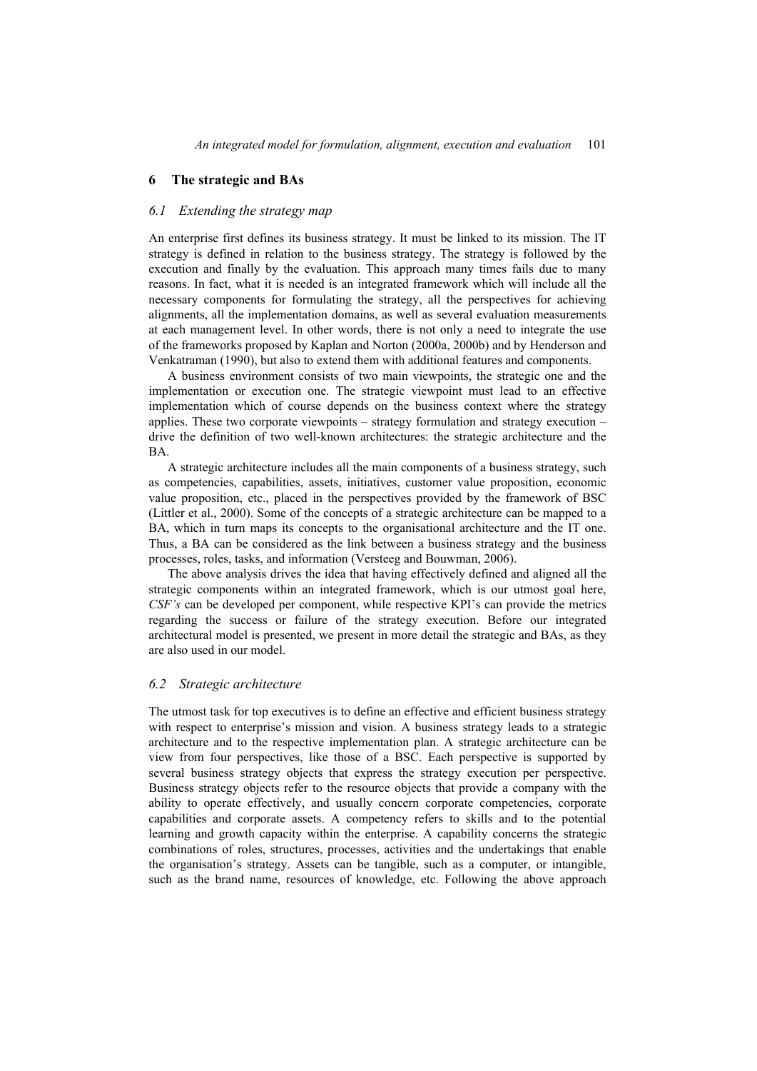## 6 The strategic and BAs

### *6.1 Extending the strategy map*

An enterprise first defines its business strategy. It must be linked to its mission. The IT strategy is defined in relation to the business strategy. The strategy is followed by the execution and finally by the evaluation. This approach many times fails due to many reasons. In fact, what it is needed is an integrated framework which will include all the necessary components for formulating the strategy, all the perspectives for achieving alignments, all the implementation domains, as well as several evaluation measurements at each management level. In other words, there is not only a need to integrate the use of the frameworks proposed by Kaplan and Norton (2000a, 2000b) and by Henderson and Venkatraman (1990), but also to extend them with additional features and components.

A business environment consists of two main viewpoints, the strategic one and the implementation or execution one. The strategic viewpoint must lead to an effective implementation which of course depends on the business context where the strategy applies. These two corporate viewpoints – strategy formulation and strategy execution – drive the definition of two well-known architectures: the strategic architecture and the BA.

A strategic architecture includes all the main components of a business strategy, such as competencies, capabilities, assets, initiatives, customer value proposition, economic value proposition, etc., placed in the perspectives provided by the framework of BSC (Littler et al., 2000). Some of the concepts of a strategic architecture can be mapped to a BA, which in turn maps its concepts to the organisational architecture and the IT one. Thus, a BA can be considered as the link between a business strategy and the business processes, roles, tasks, and information (Versteeg and Bouwman, 2006).

The above analysis drives the idea that having effectively defined and aligned all the strategic components within an integrated framework, which is our utmost goal here, *CSF's* can be developed per component, while respective KPI's can provide the metrics regarding the success or failure of the strategy execution. Before our integrated architectural model is presented, we present in more detail the strategic and BAs, as they are also used in our model.

### *6.2 Strategic architecture*

The utmost task for top executives is to define an effective and efficient business strategy with respect to enterprise's mission and vision. A business strategy leads to a strategic architecture and to the respective implementation plan. A strategic architecture can be view from four perspectives, like those of a BSC. Each perspective is supported by several business strategy objects that express the strategy execution per perspective. Business strategy objects refer to the resource objects that provide a company with the ability to operate effectively, and usually concern corporate competencies, corporate capabilities and corporate assets. A competency refers to skills and to the potential learning and growth capacity within the enterprise. A capability concerns the strategic combinations of roles, structures, processes, activities and the undertakings that enable the organisation's strategy. Assets can be tangible, such as a computer, or intangible, such as the brand name, resources of knowledge, etc. Following the above approach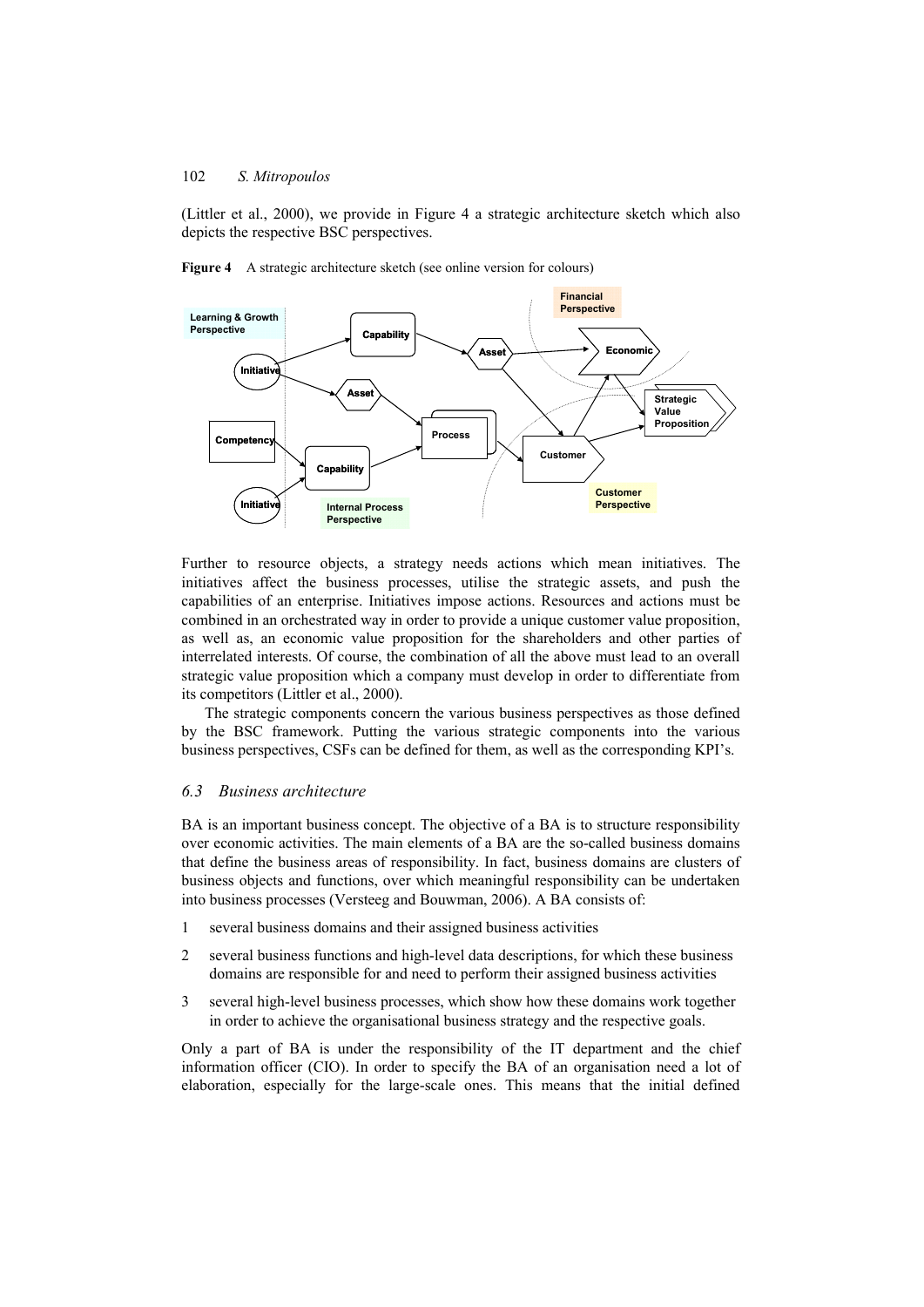(Littler et al., 2000), we provide in Figure 4 a strategic architecture sketch which also depicts the respective BSC perspectives.

**Figure 4** A strategic architecture sketch (see online version for colours)

Further to resource objects, a strategy needs actions which mean initiatives. The initiatives affect the business processes, utilise the strategic assets, and push the capabilities of an enterprise. Initiatives impose actions. Resources and actions must be combined in an orchestrated way in order to provide a unique customer value proposition, as well as, an economic value proposition for the shareholders and other parties of interrelated interests. Of course, the combination of all the above must lead to an overall strategic value proposition which a company must develop in order to differentiate from its competitors (Littler et al., 2000).

The strategic components concern the various business perspectives as those defined by the BSC framework. Putting the various strategic components into the various business perspectives, CSFs can be defined for them, as well as the corresponding KPI's.

### 6.3 Business architecture

BA is an important business concept. The objective of a BA is to structure responsibility over economic activities. The main elements of a BA are the so-called business domains that define the business areas of responsibility. In fact, business domains are clusters of business objects and functions, over which meaningful responsibility can be undertaken into business processes (Versteeg and Bouwman, 2006). A BA consists of:

1. several business domains and their assigned business activities
2. several business functions and high-level data descriptions, for which these business domains are responsible for and need to perform their assigned business activities
3. several high-level business processes, which show how these domains work together in order to achieve the organisational business strategy and the respective goals.

Only a part of BA is under the responsibility of the IT department and the chief information officer (CIO). In order to specify the BA of an organisation need a lot of elaboration, especially for the large-scale ones. This means that the initial defined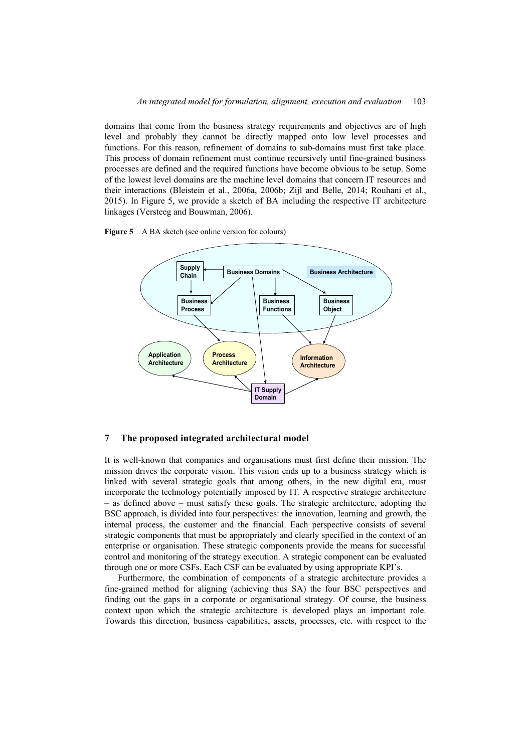domains that come from the business strategy requirements and objectives are of high level and probably they cannot be directly mapped onto low level processes and functions. For this reason, refinement of domains to sub-domains must first take place. This process of domain refinement must continue recursively until fine-grained business processes are defined and the required functions have become obvious to be setup. Some of the lowest level domains are the machine level domains that concern IT resources and their interactions (Bleistein et al., 2006a, 2006b; Zijl and Belle, 2014; Rouhani et al., 2015). In Figure 5, we provide a sketch of BA including the respective IT architecture linkages (Versteeg and Bouwman, 2006).

**Figure 5** A BA sketch (see online version for colours)

## 7 The proposed integrated architectural model

It is well-known that companies and organisations must first define their mission. The mission drives the corporate vision. This vision ends up to a business strategy which is linked with several strategic goals that among others, in the new digital era, must incorporate the technology potentially imposed by IT. A respective strategic architecture – as defined above – must satisfy these goals. The strategic architecture, adopting the BSC approach, is divided into four perspectives: the innovation, learning and growth, the internal process, the customer and the financial. Each perspective consists of several strategic components that must be appropriately and clearly specified in the context of an enterprise or organisation. These strategic components provide the means for successful control and monitoring of the strategy execution. A strategic component can be evaluated through one or more CSFs. Each CSF can be evaluated by using appropriate KPI's.

Furthermore, the combination of components of a strategic architecture provides a fine-grained method for aligning (achieving thus SA) the four BSC perspectives and finding out the gaps in a corporate or organisational strategy. Of course, the business context upon which the strategic architecture is developed plays an important role. Towards this direction, business capabilities, assets, processes, etc. with respect to the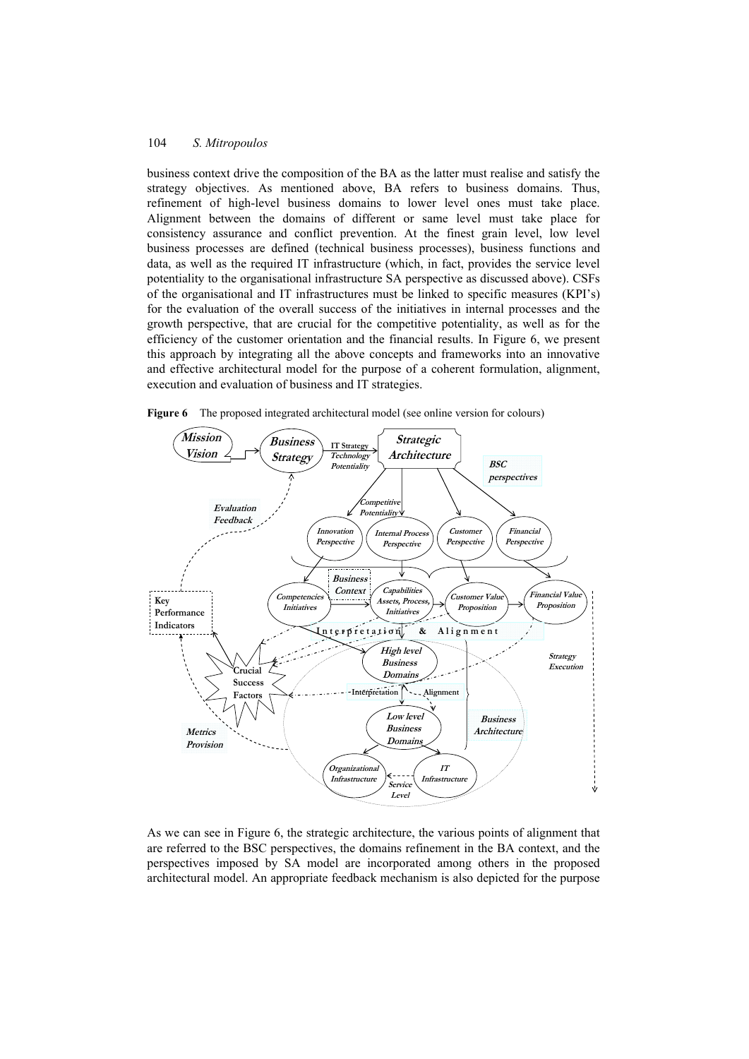business context drive the composition of the BA as the latter must realise and satisfy the strategy objectives. As mentioned above, BA refers to business domains. Thus, refinement of high-level business domains to lower level ones must take place. Alignment between the domains of different or same level must take place for consistency assurance and conflict prevention. At the finest grain level, low level business processes are defined (technical business processes), business functions and data, as well as the required IT infrastructure (which, in fact, provides the service level potentiality to the organisational infrastructure SA perspective as discussed above). CSFs of the organisational and IT infrastructures must be linked to specific measures (KPI's) for the evaluation of the overall success of the initiatives in internal processes and the growth perspective, that are crucial for the competitive potentiality, as well as for the efficiency of the customer orientation and the financial results. In Figure 6, we present this approach by integrating all the above concepts and frameworks into an innovative and effective architectural model for the purpose of a coherent formulation, alignment, execution and evaluation of business and IT strategies.

**Figure 6** The proposed integrated architectural model (see online version for colours)

As we can see in Figure 6, the strategic architecture, the various points of alignment that are referred to the BSC perspectives, the domains refinement in the BA context, and the perspectives imposed by SA model are incorporated among others in the proposed architectural model. An appropriate feedback mechanism is also depicted for the purpose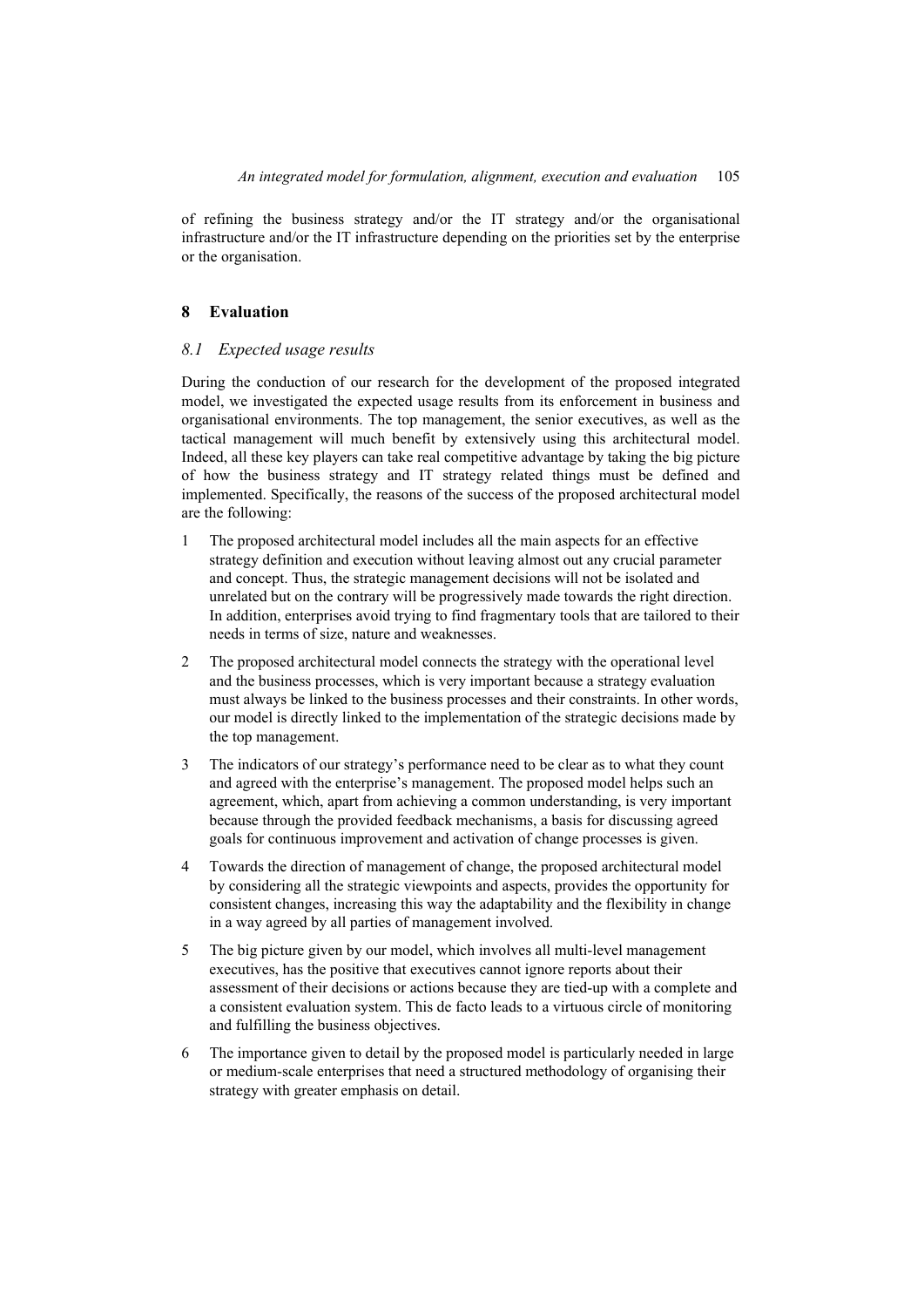of refining the business strategy and/or the IT strategy and/or the organisational infrastructure and/or the IT infrastructure depending on the priorities set by the enterprise or the organisation.

## 8 Evaluation

### *8.1 Expected usage results*

During the conduction of our research for the development of the proposed integrated model, we investigated the expected usage results from its enforcement in business and organisational environments. The top management, the senior executives, as well as the tactical management will much benefit by extensively using this architectural model. Indeed, all these key players can take real competitive advantage by taking the big picture of how the business strategy and IT strategy related things must be defined and implemented. Specifically, the reasons of the success of the proposed architectural model are the following:

1. The proposed architectural model includes all the main aspects for an effective strategy definition and execution without leaving almost out any crucial parameter and concept. Thus, the strategic management decisions will not be isolated and unrelated but on the contrary will be progressively made towards the right direction. In addition, enterprises avoid trying to find fragmentary tools that are tailored to their needs in terms of size, nature and weaknesses.
2. The proposed architectural model connects the strategy with the operational level and the business processes, which is very important because a strategy evaluation must always be linked to the business processes and their constraints. In other words, our model is directly linked to the implementation of the strategic decisions made by the top management.
3. The indicators of our strategy's performance need to be clear as to what they count and agreed with the enterprise's management. The proposed model helps such an agreement, which, apart from achieving a common understanding, is very important because through the provided feedback mechanisms, a basis for discussing agreed goals for continuous improvement and activation of change processes is given.
4. Towards the direction of management of change, the proposed architectural model by considering all the strategic viewpoints and aspects, provides the opportunity for consistent changes, increasing this way the adaptability and the flexibility in change in a way agreed by all parties of management involved.
5. The big picture given by our model, which involves all multi-level management executives, has the positive that executives cannot ignore reports about their assessment of their decisions or actions because they are tied-up with a complete and a consistent evaluation system. This de facto leads to a virtuous circle of monitoring and fulfilling the business objectives.
6. The importance given to detail by the proposed model is particularly needed in large or medium-scale enterprises that need a structured methodology of organising their strategy with greater emphasis on detail.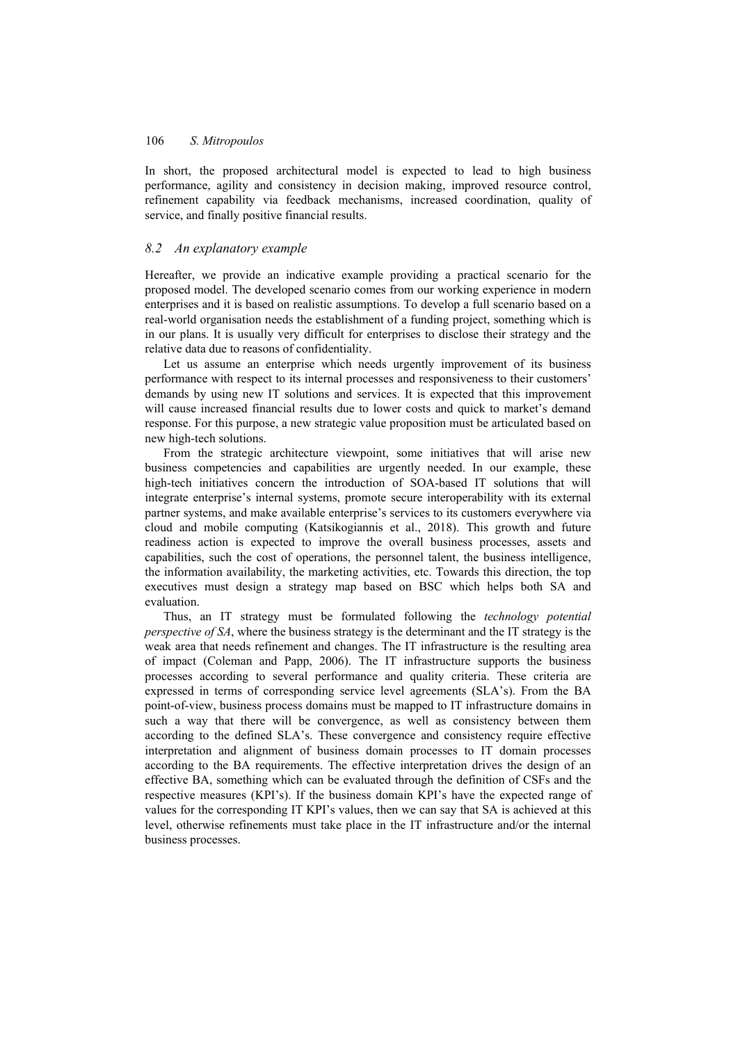In short, the proposed architectural model is expected to lead to high business performance, agility and consistency in decision making, improved resource control, refinement capability via feedback mechanisms, increased coordination, quality of service, and finally positive financial results.

### *8.2 An explanatory example*

Hereafter, we provide an indicative example providing a practical scenario for the proposed model. The developed scenario comes from our working experience in modern enterprises and it is based on realistic assumptions. To develop a full scenario based on a real-world organisation needs the establishment of a funding project, something which is in our plans. It is usually very difficult for enterprises to disclose their strategy and the relative data due to reasons of confidentiality.

Let us assume an enterprise which needs urgently improvement of its business performance with respect to its internal processes and responsiveness to their customers' demands by using new IT solutions and services. It is expected that this improvement will cause increased financial results due to lower costs and quick to market's demand response. For this purpose, a new strategic value proposition must be articulated based on new high-tech solutions.

From the strategic architecture viewpoint, some initiatives that will arise new business competencies and capabilities are urgently needed. In our example, these high-tech initiatives concern the introduction of SOA-based IT solutions that will integrate enterprise's internal systems, promote secure interoperability with its external partner systems, and make available enterprise's services to its customers everywhere via cloud and mobile computing (Katsikogiannis et al., 2018). This growth and future readiness action is expected to improve the overall business processes, assets and capabilities, such the cost of operations, the personnel talent, the business intelligence, the information availability, the marketing activities, etc. Towards this direction, the top executives must design a strategy map based on BSC which helps both SA and evaluation.

Thus, an IT strategy must be formulated following the *technology potential perspective of SA*, where the business strategy is the determinant and the IT strategy is the weak area that needs refinement and changes. The IT infrastructure is the resulting area of impact (Coleman and Papp, 2006). The IT infrastructure supports the business processes according to several performance and quality criteria. These criteria are expressed in terms of corresponding service level agreements (SLA's). From the BA point-of-view, business process domains must be mapped to IT infrastructure domains in such a way that there will be convergence, as well as consistency between them according to the defined SLA's. These convergence and consistency require effective interpretation and alignment of business domain processes to IT domain processes according to the BA requirements. The effective interpretation drives the design of an effective BA, something which can be evaluated through the definition of CSFs and the respective measures (KPI's). If the business domain KPI's have the expected range of values for the corresponding IT KPI's values, then we can say that SA is achieved at this level, otherwise refinements must take place in the IT infrastructure and/or the internal business processes.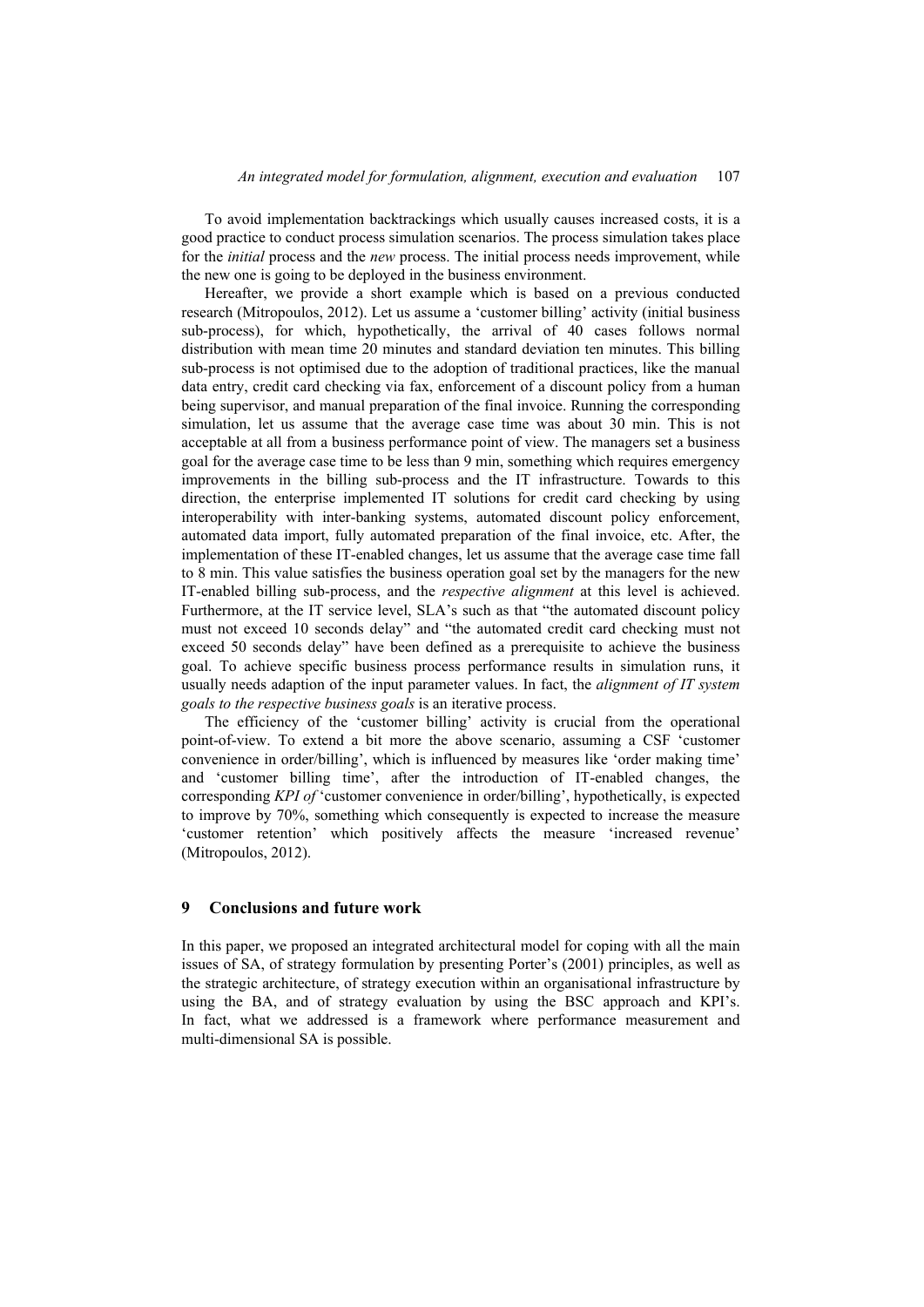To avoid implementation backtrackings which usually causes increased costs, it is a good practice to conduct process simulation scenarios. The process simulation takes place for the *initial* process and the *new* process. The initial process needs improvement, while the new one is going to be deployed in the business environment.

Hereafter, we provide a short example which is based on a previous conducted research (Mitropoulos, 2012). Let us assume a 'customer billing' activity (initial business sub-process), for which, hypothetically, the arrival of 40 cases follows normal distribution with mean time 20 minutes and standard deviation ten minutes. This billing sub-process is not optimised due to the adoption of traditional practices, like the manual data entry, credit card checking via fax, enforcement of a discount policy from a human being supervisor, and manual preparation of the final invoice. Running the corresponding simulation, let us assume that the average case time was about 30 min. This is not acceptable at all from a business performance point of view. The managers set a business goal for the average case time to be less than 9 min, something which requires emergency improvements in the billing sub-process and the IT infrastructure. Towards to this direction, the enterprise implemented IT solutions for credit card checking by using interoperability with inter-banking systems, automated discount policy enforcement, automated data import, fully automated preparation of the final invoice, etc. After, the implementation of these IT-enabled changes, let us assume that the average case time fall to 8 min. This value satisfies the business operation goal set by the managers for the new IT-enabled billing sub-process, and the *respective alignment* at this level is achieved. Furthermore, at the IT service level, SLA's such as that "the automated discount policy must not exceed 10 seconds delay" and "the automated credit card checking must not exceed 50 seconds delay" have been defined as a prerequisite to achieve the business goal. To achieve specific business process performance results in simulation runs, it usually needs adaption of the input parameter values. In fact, the *alignment of IT system goals to the respective business goals* is an iterative process.

The efficiency of the 'customer billing' activity is crucial from the operational point-of-view. To extend a bit more the above scenario, assuming a CSF 'customer convenience in order/billing', which is influenced by measures like 'order making time' and 'customer billing time', after the introduction of IT-enabled changes, the corresponding *KPI of* 'customer convenience in order/billing', hypothetically, is expected to improve by 70%, something which consequently is expected to increase the measure 'customer retention' which positively affects the measure 'increased revenue' (Mitropoulos, 2012).

## 9 Conclusions and future work

In this paper, we proposed an integrated architectural model for coping with all the main issues of SA, of strategy formulation by presenting Porter's (2001) principles, as well as the strategic architecture, of strategy execution within an organisational infrastructure by using the BA, and of strategy evaluation by using the BSC approach and KPI's. In fact, what we addressed is a framework where performance measurement and multi-dimensional SA is possible.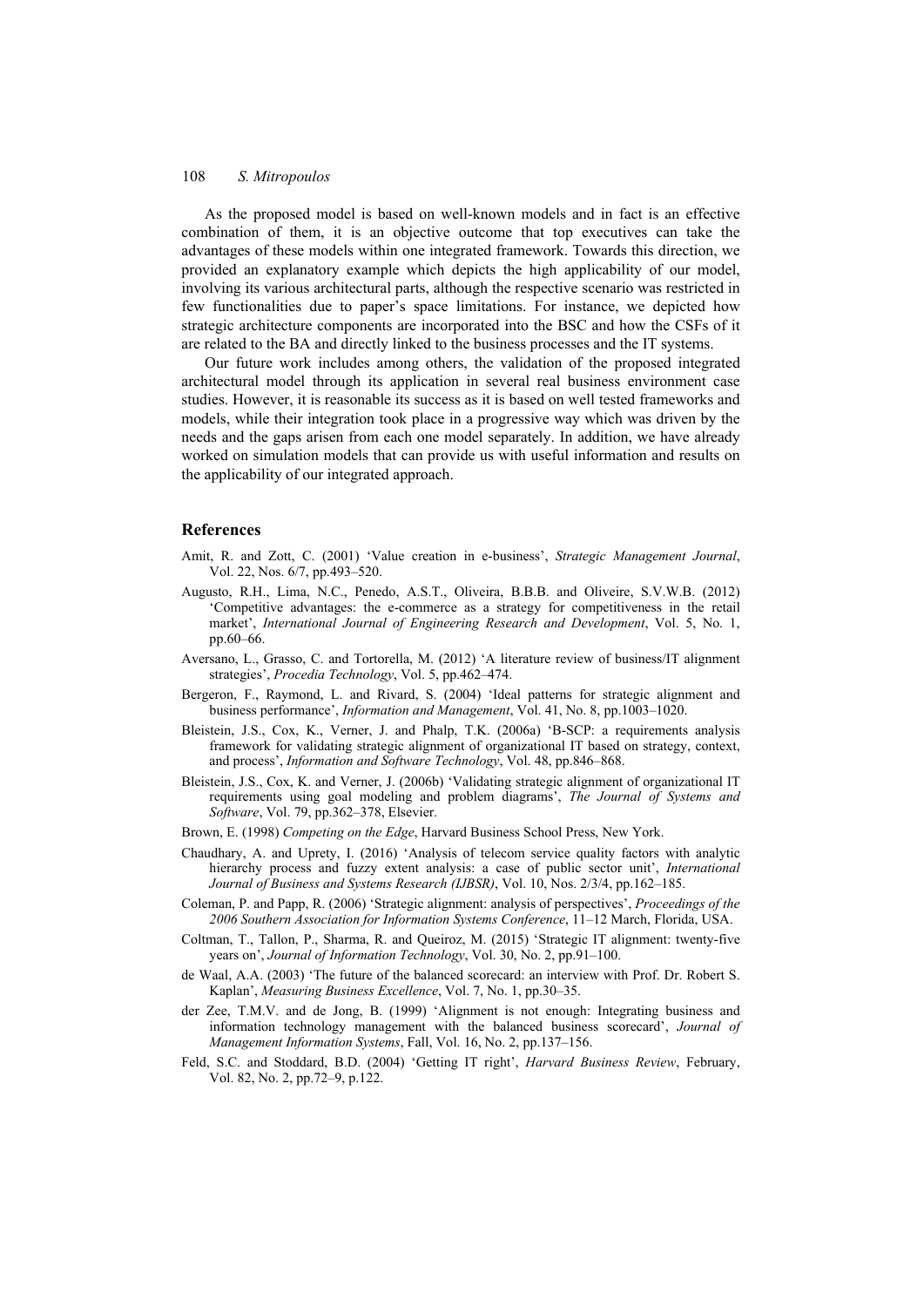As the proposed model is based on well-known models and in fact is an effective combination of them, it is an objective outcome that top executives can take the advantages of these models within one integrated framework. Towards this direction, we provided an explanatory example which depicts the high applicability of our model, involving its various architectural parts, although the respective scenario was restricted in few functionalities due to paper's space limitations. For instance, we depicted how strategic architecture components are incorporated into the BSC and how the CSFs of it are related to the BA and directly linked to the business processes and the IT systems.

Our future work includes among others, the validation of the proposed integrated architectural model through its application in several real business environment case studies. However, it is reasonable its success as it is based on well tested frameworks and models, while their integration took place in a progressive way which was driven by the needs and the gaps arisen from each one model separately. In addition, we have already worked on simulation models that can provide us with useful information and results on the applicability of our integrated approach.

## References

Amit, R. and Zott, C. (2001) 'Value creation in e-business', *Strategic Management Journal*, Vol. 22, Nos. 6/7, pp.493–520.

Augusto, R.H., Lima, N.C., Penedo, A.S.T., Oliveira, B.B.B. and Oliveire, S.V.W.B. (2012) 'Competitive advantages: the e-commerce as a strategy for competitiveness in the retail market', *International Journal of Engineering Research and Development*, Vol. 5, No. 1, pp.60–66.

Aversano, L., Grasso, C. and Tortorella, M. (2012) 'A literature review of business/IT alignment strategies', *Procedia Technology*, Vol. 5, pp.462–474.

Bergeron, F., Raymond, L. and Rivard, S. (2004) 'Ideal patterns for strategic alignment and business performance', *Information and Management*, Vol. 41, No. 8, pp.1003–1020.

Bleistein, J.S., Cox, K., Verner, J. and Phalp, T.K. (2006a) 'B-SCP: a requirements analysis framework for validating strategic alignment of organizational IT based on strategy, context, and process', *Information and Software Technology*, Vol. 48, pp.846–868.

Bleistein, J.S., Cox, K. and Verner, J. (2006b) 'Validating strategic alignment of organizational IT requirements using goal modeling and problem diagrams', *The Journal of Systems and Software*, Vol. 79, pp.362–378, Elsevier.

Brown, E. (1998) *Competing on the Edge*, Harvard Business School Press, New York.

Chaudhary, A. and Uprety, I. (2016) 'Analysis of telecom service quality factors with analytic hierarchy process and fuzzy extent analysis: a case of public sector unit', *International Journal of Business and Systems Research (IJBSR)*, Vol. 10, Nos. 2/3/4, pp.162–185.

Coleman, P. and Papp, R. (2006) 'Strategic alignment: analysis of perspectives', *Proceedings of the 2006 Southern Association for Information Systems Conference*, 11–12 March, Florida, USA.

Coltman, T., Tallon, P., Sharma, R. and Queiroz, M. (2015) 'Strategic IT alignment: twenty-five years on', *Journal of Information Technology*, Vol. 30, No. 2, pp.91–100.

de Waal, A.A. (2003) 'The future of the balanced scorecard: an interview with Prof. Dr. Robert S. Kaplan', *Measuring Business Excellence*, Vol. 7, No. 1, pp.30–35.

der Zee, T.M.V. and de Jong, B. (1999) 'Alignment is not enough: Integrating business and information technology management with the balanced business scorecard', *Journal of Management Information Systems*, Fall, Vol. 16, No. 2, pp.137–156.

Feld, S.C. and Stoddard, B.D. (2004) 'Getting IT right', *Harvard Business Review*, February, Vol. 82, No. 2, pp.72–9, p.122.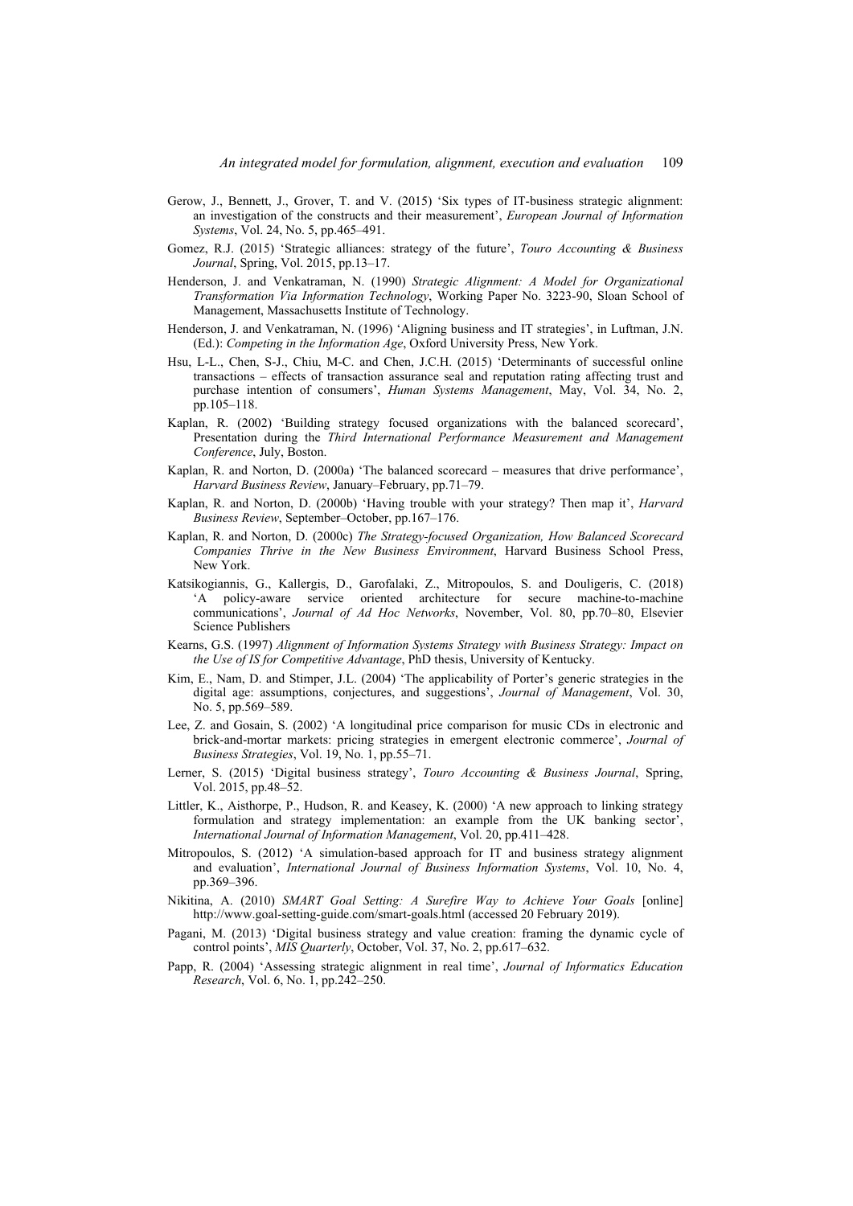Gerow, J., Bennett, J., Grover, T. and V. (2015) 'Six types of IT-business strategic alignment: an investigation of the constructs and their measurement', *European Journal of Information Systems*, Vol. 24, No. 5, pp.465–491.

Gomez, R.J. (2015) 'Strategic alliances: strategy of the future', *Touro Accounting & Business Journal*, Spring, Vol. 2015, pp.13–17.

Henderson, J. and Venkatraman, N. (1990) *Strategic Alignment: A Model for Organizational Transformation Via Information Technology*, Working Paper No. 3223-90, Sloan School of Management, Massachusetts Institute of Technology.

Henderson, J. and Venkatraman, N. (1996) 'Aligning business and IT strategies', in Luftman, J.N. (Ed.): *Competing in the Information Age*, Oxford University Press, New York.

Hsu, L-L., Chen, S-J., Chiu, M-C. and Chen, J.C.H. (2015) 'Determinants of successful online transactions – effects of transaction assurance seal and reputation rating affecting trust and purchase intention of consumers', *Human Systems Management*, May, Vol. 34, No. 2, pp.105–118.

Kaplan, R. (2002) 'Building strategy focused organizations with the balanced scorecard', Presentation during the *Third International Performance Measurement and Management Conference*, July, Boston.

Kaplan, R. and Norton, D. (2000a) 'The balanced scorecard – measures that drive performance', *Harvard Business Review*, January–February, pp.71–79.

Kaplan, R. and Norton, D. (2000b) 'Having trouble with your strategy? Then map it', *Harvard Business Review*, September–October, pp.167–176.

Kaplan, R. and Norton, D. (2000c) *The Strategy-focused Organization, How Balanced Scorecard Companies Thrive in the New Business Environment*, Harvard Business School Press, New York.

Katsikogiannis, G., Kallergis, D., Garofalaki, Z., Mitropoulos, S. and Douligeris, C. (2018) 'A policy-aware service oriented architecture for secure machine-to-machine communications', *Journal of Ad Hoc Networks*, November, Vol. 80, pp.70–80, Elsevier Science Publishers

Kearns, G.S. (1997) *Alignment of Information Systems Strategy with Business Strategy: Impact on the Use of IS for Competitive Advantage*, PhD thesis, University of Kentucky.

Kim, E., Nam, D. and Stimper, J.L. (2004) 'The applicability of Porter's generic strategies in the digital age: assumptions, conjectures, and suggestions', *Journal of Management*, Vol. 30, No. 5, pp.569–589.

Lee, Z. and Gosain, S. (2002) 'A longitudinal price comparison for music CDs in electronic and brick-and-mortar markets: pricing strategies in emergent electronic commerce', *Journal of Business Strategies*, Vol. 19, No. 1, pp.55–71.

Lerner, S. (2015) 'Digital business strategy', *Touro Accounting & Business Journal*, Spring, Vol. 2015, pp.48–52.

Littler, K., Aisthorpe, P., Hudson, R. and Keasey, K. (2000) 'A new approach to linking strategy formulation and strategy implementation: an example from the UK banking sector', *International Journal of Information Management*, Vol. 20, pp.411–428.

Mitropoulos, S. (2012) 'A simulation-based approach for IT and business strategy alignment and evaluation', *International Journal of Business Information Systems*, Vol. 10, No. 4, pp.369–396.

Nikitina, A. (2010) *SMART Goal Setting: A Surefire Way to Achieve Your Goals* [online] http://www.goal-setting-guide.com/smart-goals.html (accessed 20 February 2019).

Pagani, M. (2013) 'Digital business strategy and value creation: framing the dynamic cycle of control points', *MIS Quarterly*, October, Vol. 37, No. 2, pp.617–632.

Papp, R. (2004) 'Assessing strategic alignment in real time', *Journal of Informatics Education Research*, Vol. 6, No. 1, pp.242–250.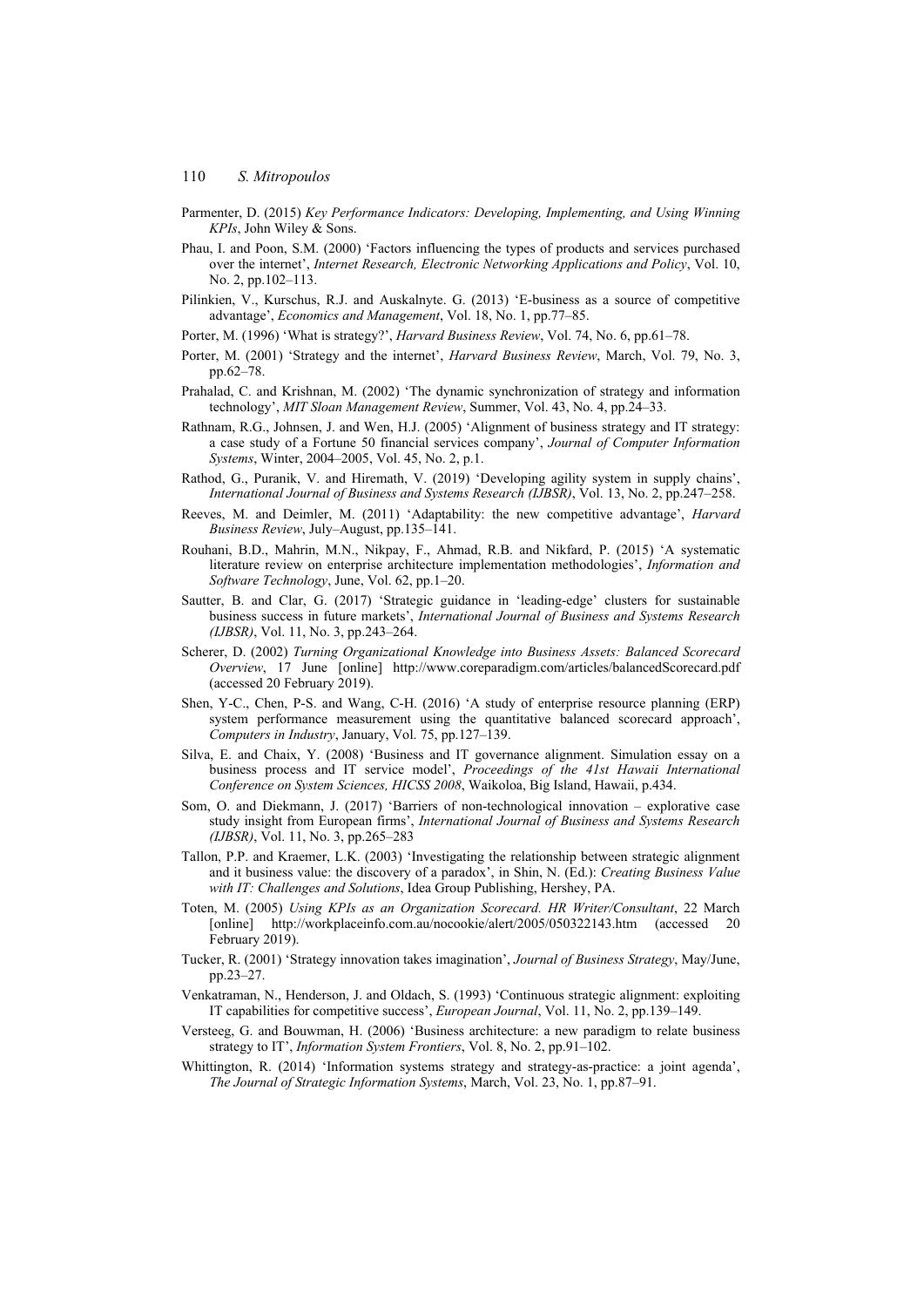Parmenter, D. (2015) *Key Performance Indicators: Developing, Implementing, and Using Winning KPIs*, John Wiley & Sons.

Phau, I. and Poon, S.M. (2000) 'Factors influencing the types of products and services purchased over the internet', *Internet Research, Electronic Networking Applications and Policy*, Vol. 10, No. 2, pp.102–113.

Pilinkien, V., Kurschus, R.J. and Auskalnyte. G. (2013) 'E-business as a source of competitive advantage', *Economics and Management*, Vol. 18, No. 1, pp.77–85.

Porter, M. (1996) 'What is strategy?', *Harvard Business Review*, Vol. 74, No. 6, pp.61–78.

Porter, M. (2001) 'Strategy and the internet', *Harvard Business Review*, March, Vol. 79, No. 3, pp.62–78.

Prahalad, C. and Krishnan, M. (2002) 'The dynamic synchronization of strategy and information technology', *MIT Sloan Management Review*, Summer, Vol. 43, No. 4, pp.24–33.

Rathnam, R.G., Johnsen, J. and Wen, H.J. (2005) 'Alignment of business strategy and IT strategy: a case study of a Fortune 50 financial services company', *Journal of Computer Information Systems*, Winter, 2004–2005, Vol. 45, No. 2, p.1.

Rathod, G., Puranik, V. and Hiremath, V. (2019) 'Developing agility system in supply chains', *International Journal of Business and Systems Research (IJBSR)*, Vol. 13, No. 2, pp.247–258.

Reeves, M. and Deimler, M. (2011) 'Adaptability: the new competitive advantage', *Harvard Business Review*, July–August, pp.135–141.

Rouhani, B.D., Mahrin, M.N., Nikpay, F., Ahmad, R.B. and Nikfard, P. (2015) 'A systematic literature review on enterprise architecture implementation methodologies', *Information and Software Technology*, June, Vol. 62, pp.1–20.

Sautter, B. and Clar, G. (2017) 'Strategic guidance in 'leading-edge' clusters for sustainable business success in future markets', *International Journal of Business and Systems Research (IJBSR)*, Vol. 11, No. 3, pp.243–264.

Scherer, D. (2002) *Turning Organizational Knowledge into Business Assets: Balanced Scorecard Overview*, 17 June [online] http://www.coreparadigm.com/articles/balancedScorecard.pdf (accessed 20 February 2019).

Shen, Y-C., Chen, P-S. and Wang, C-H. (2016) 'A study of enterprise resource planning (ERP) system performance measurement using the quantitative balanced scorecard approach', *Computers in Industry*, January, Vol. 75, pp.127–139.

Silva, E. and Chaix, Y. (2008) 'Business and IT governance alignment. Simulation essay on a business process and IT service model', *Proceedings of the 41st Hawaii International Conference on System Sciences, HICSS 2008*, Waikoloa, Big Island, Hawaii, p.434.

Som, O. and Diekmann, J. (2017) 'Barriers of non-technological innovation – explorative case study insight from European firms', *International Journal of Business and Systems Research (IJBSR)*, Vol. 11, No. 3, pp.265–283

Tallon, P.P. and Kraemer, L.K. (2003) 'Investigating the relationship between strategic alignment and it business value: the discovery of a paradox', in Shin, N. (Ed.): *Creating Business Value with IT: Challenges and Solutions*, Idea Group Publishing, Hershey, PA.

Toten, M. (2005) *Using KPIs as an Organization Scorecard. HR Writer/Consultant*, 22 March [online] http://workplaceinfo.com.au/nocookie/alert/2005/050322143.htm (accessed 20 February 2019).

Tucker, R. (2001) 'Strategy innovation takes imagination', *Journal of Business Strategy*, May/June, pp.23–27.

Venkatraman, N., Henderson, J. and Oldach, S. (1993) 'Continuous strategic alignment: exploiting IT capabilities for competitive success', *European Journal*, Vol. 11, No. 2, pp.139–149.

Versteeg, G. and Bouwman, H. (2006) 'Business architecture: a new paradigm to relate business strategy to IT', *Information System Frontiers*, Vol. 8, No. 2, pp.91–102.

Whittington, R. (2014) 'Information systems strategy and strategy-as-practice: a joint agenda', *The Journal of Strategic Information Systems*, March, Vol. 23, No. 1, pp.87–91.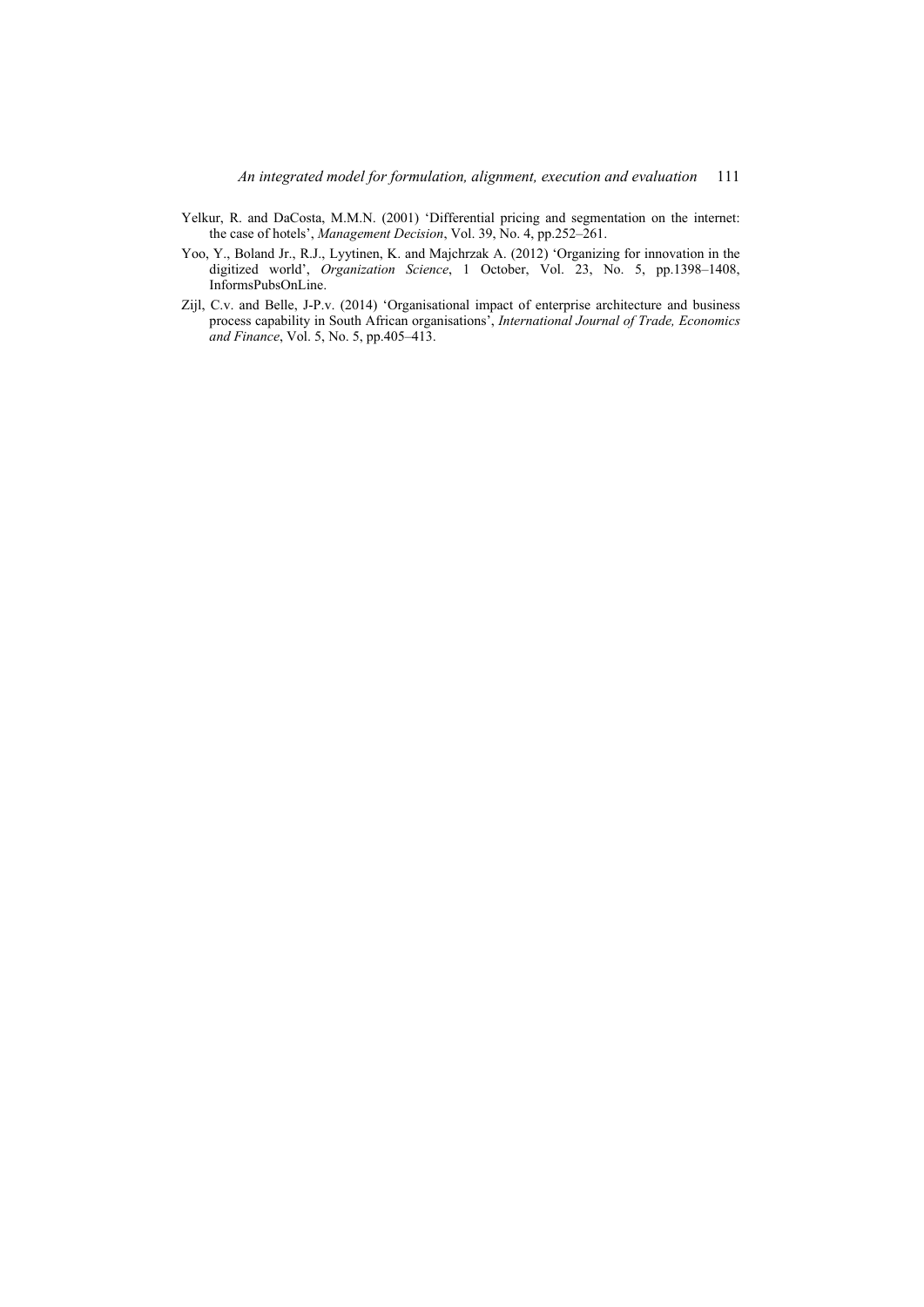Yelkur, R. and DaCosta, M.M.N. (2001) 'Differential pricing and segmentation on the internet: the case of hotels', *Management Decision*, Vol. 39, No. 4, pp.252–261.

Yoo, Y., Boland Jr., R.J., Lyytinen, K. and Majchrzak A. (2012) 'Organizing for innovation in the digitized world', *Organization Science*, 1 October, Vol. 23, No. 5, pp.1398–1408, InformsPubsOnLine.

Zijl, C.v. and Belle, J-P.v. (2014) 'Organisational impact of enterprise architecture and business process capability in South African organisations', *International Journal of Trade, Economics and Finance*, Vol. 5, No. 5, pp.405–413.